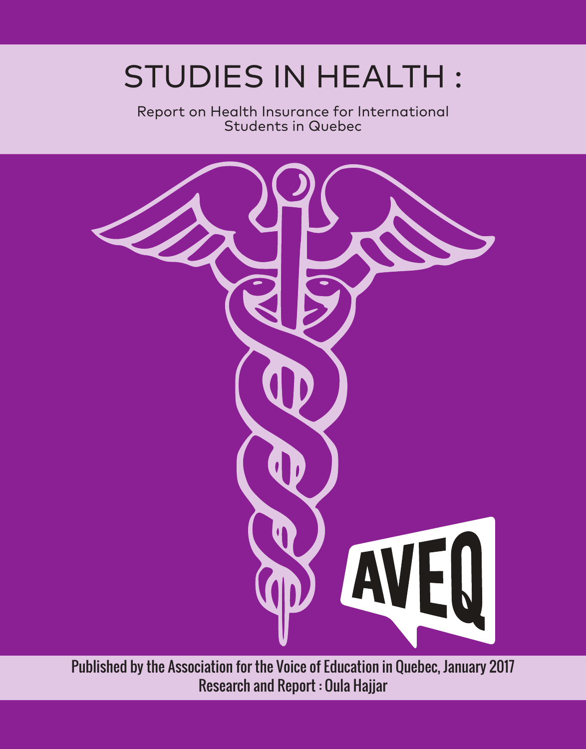# STUDIES IN HEALTH :

Report on Health Insurance for International Students in Quebec

AVEQ

Published by the Association for the Voice of Education in Quebec, January 2017

Research and Report : Oula Hajjar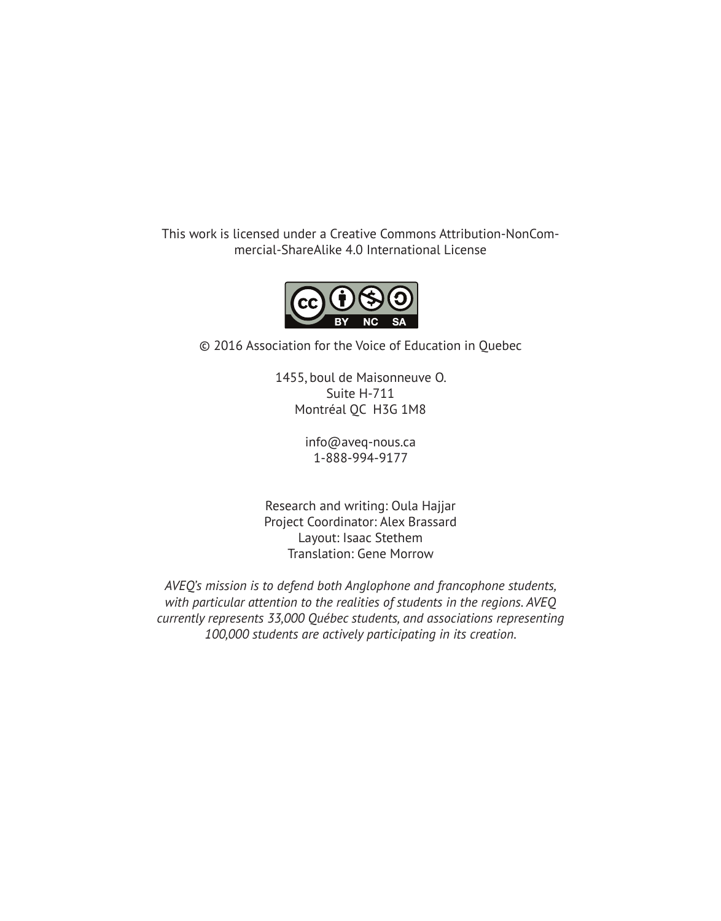This work is licensed under a Creative Commons Attribution-NonCommercial-ShareAlike 4.0 International License

© 2016 Association for the Voice of Education in Quebec

1455, boul de Maisonneuve O.
Suite H-711
Montréal QC H3G 1M8

info@aveq-nous.ca
1-888-994-9177

Research and writing: Oula Hajjar
Project Coordinator: Alex Brassard
Layout: Isaac Stethem
Translation: Gene Morrow

*AVEQ's mission is to defend both Anglophone and francophone students, with particular attention to the realities of students in the regions. AVEQ currently represents 33,000 Québec students, and associations representing 100,000 students are actively participating in its creation.*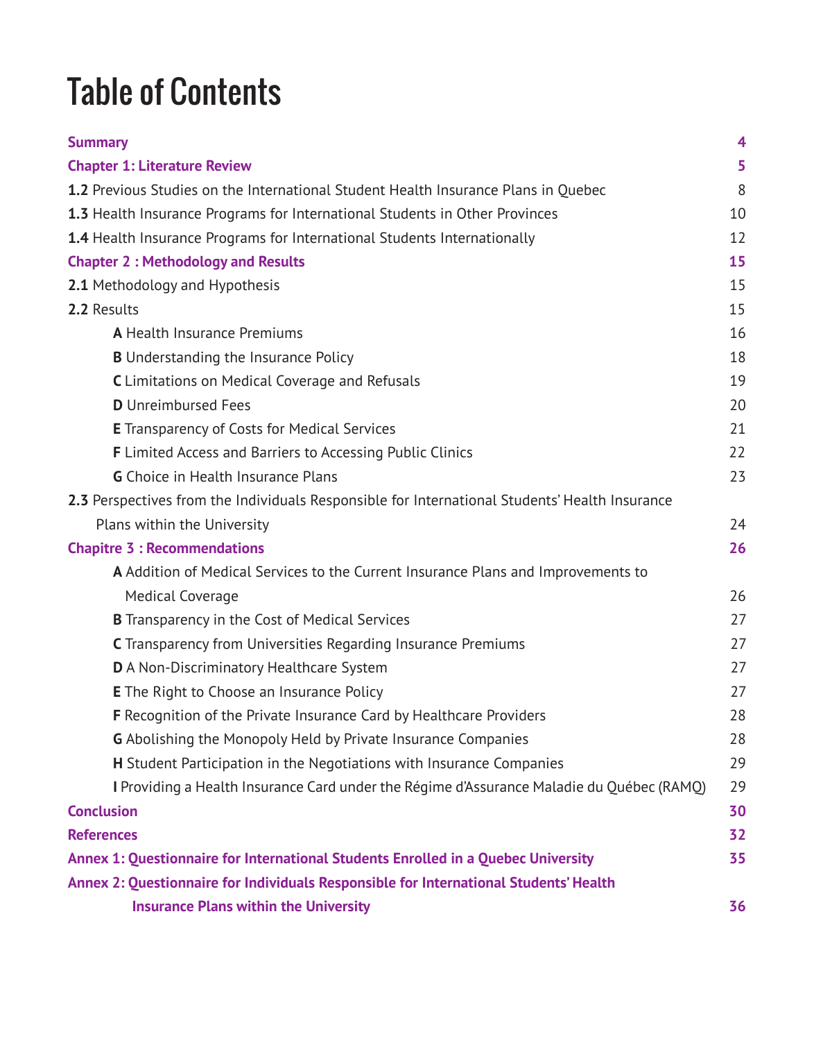# Table of Contents

| | |
|---|---|
| **Summary** | **4** |
| **Chapter 1: Literature Review** | **5** |
| **1.2** Previous Studies on the International Student Health Insurance Plans in Quebec | 8 |
| **1.3** Health Insurance Programs for International Students in Other Provinces | 10 |
| **1.4** Health Insurance Programs for International Students Internationally | 12 |
| **Chapter 2 : Methodology and Results** | **15** |
| **2.1** Methodology and Hypothesis | 15 |
| **2.2** Results | 15 |
| **A** Health Insurance Premiums | 16 |
| **B** Understanding the Insurance Policy | 18 |
| **C** Limitations on Medical Coverage and Refusals | 19 |
| **D** Unreimbursed Fees | 20 |
| **E** Transparency of Costs for Medical Services | 21 |
| **F** Limited Access and Barriers to Accessing Public Clinics | 22 |
| **G** Choice in Health Insurance Plans | 23 |
| **2.3** Perspectives from the Individuals Responsible for International Students' Health Insurance Plans within the University | 24 |
| **Chapitre 3 : Recommendations** | **26** |
| **A** Addition of Medical Services to the Current Insurance Plans and Improvements to Medical Coverage | 26 |
| **B** Transparency in the Cost of Medical Services | 27 |
| **C** Transparency from Universities Regarding Insurance Premiums | 27 |
| **D** A Non-Discriminatory Healthcare System | 27 |
| **E** The Right to Choose an Insurance Policy | 27 |
| **F** Recognition of the Private Insurance Card by Healthcare Providers | 28 |
| **G** Abolishing the Monopoly Held by Private Insurance Companies | 28 |
| **H** Student Participation in the Negotiations with Insurance Companies | 29 |
| **I** Providing a Health Insurance Card under the Régime d'Assurance Maladie du Québec (RAMQ) | 29 |
| **Conclusion** | **30** |
| **References** | **32** |
| **Annex 1: Questionnaire for International Students Enrolled in a Quebec University** | **35** |
| **Annex 2: Questionnaire for Individuals Responsible for International Students' Health Insurance Plans within the University** | **36** |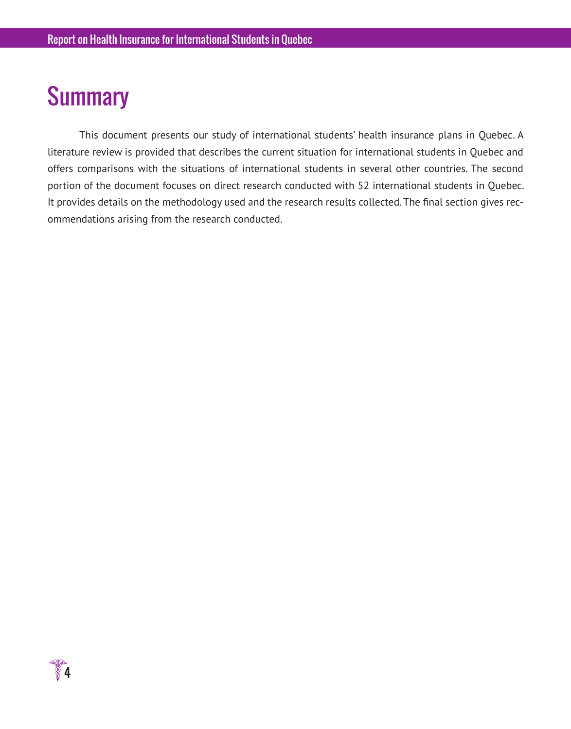# Summary

This document presents our study of international students' health insurance plans in Quebec. A literature review is provided that describes the current situation for international students in Quebec and offers comparisons with the situations of international students in several other countries. The second portion of the document focuses on direct research conducted with 52 international students in Quebec. It provides details on the methodology used and the research results collected. The final section gives recommendations arising from the research conducted.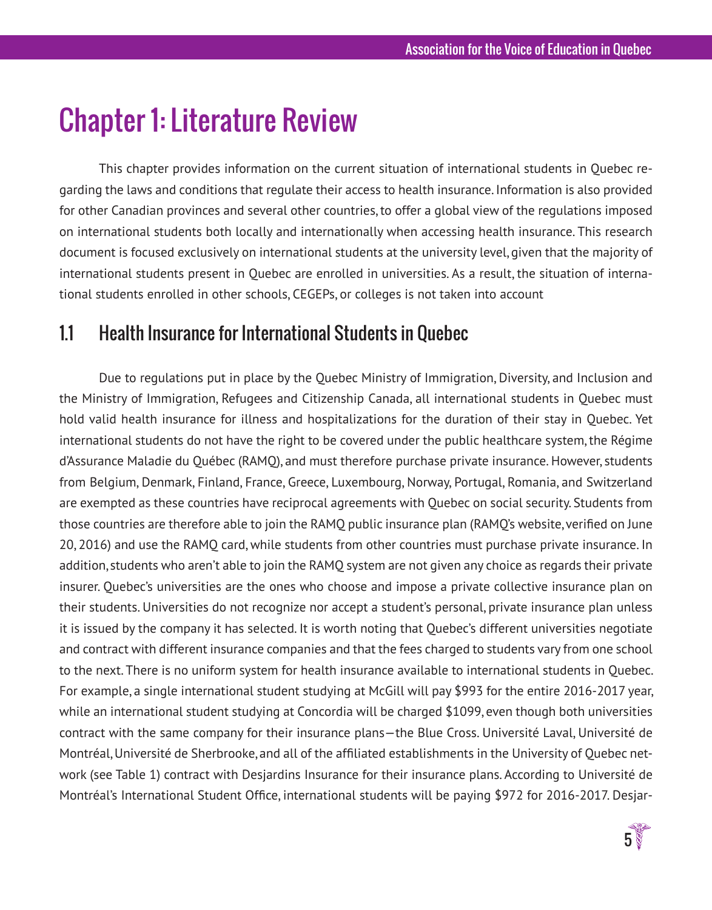# Chapter 1: Literature Review

This chapter provides information on the current situation of international students in Quebec regarding the laws and conditions that regulate their access to health insurance. Information is also provided for other Canadian provinces and several other countries, to offer a global view of the regulations imposed on international students both locally and internationally when accessing health insurance. This research document is focused exclusively on international students at the university level, given that the majority of international students present in Quebec are enrolled in universities. As a result, the situation of international students enrolled in other schools, CEGEPs, or colleges is not taken into account

## 1.1 Health Insurance for International Students in Quebec

Due to regulations put in place by the Quebec Ministry of Immigration, Diversity, and Inclusion and the Ministry of Immigration, Refugees and Citizenship Canada, all international students in Quebec must hold valid health insurance for illness and hospitalizations for the duration of their stay in Quebec. Yet international students do not have the right to be covered under the public healthcare system, the Régime d'Assurance Maladie du Québec (RAMQ), and must therefore purchase private insurance. However, students from Belgium, Denmark, Finland, France, Greece, Luxembourg, Norway, Portugal, Romania, and Switzerland are exempted as these countries have reciprocal agreements with Quebec on social security. Students from those countries are therefore able to join the RAMQ public insurance plan (RAMQ's website, verified on June 20, 2016) and use the RAMQ card, while students from other countries must purchase private insurance. In addition, students who aren't able to join the RAMQ system are not given any choice as regards their private insurer. Quebec's universities are the ones who choose and impose a private collective insurance plan on their students. Universities do not recognize nor accept a student's personal, private insurance plan unless it is issued by the company it has selected. It is worth noting that Quebec's different universities negotiate and contract with different insurance companies and that the fees charged to students vary from one school to the next. There is no uniform system for health insurance available to international students in Quebec. For example, a single international student studying at McGill will pay $993 for the entire 2016-2017 year, while an international student studying at Concordia will be charged $1099, even though both universities contract with the same company for their insurance plans—the Blue Cross. Université Laval, Université de Montréal, Université de Sherbrooke, and all of the affiliated establishments in the University of Quebec network (see Table 1) contract with Desjardins Insurance for their insurance plans. According to Université de Montréal's International Student Office, international students will be paying $972 for 2016-2017. Desjar-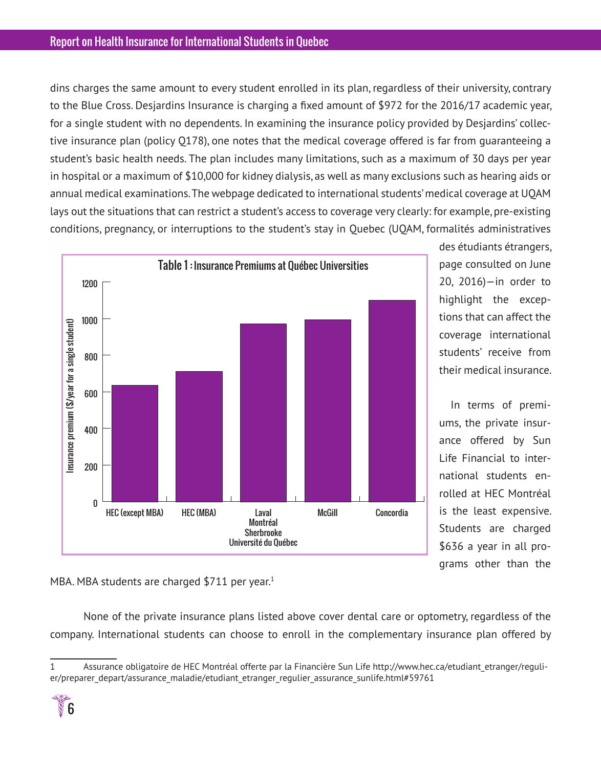dins charges the same amount to every student enrolled in its plan, regardless of their university, contrary to the Blue Cross. Desjardins Insurance is charging a fixed amount of $972 for the 2016/17 academic year, for a single student with no dependents. In examining the insurance policy provided by Desjardins' collective insurance plan (policy Q178), one notes that the medical coverage offered is far from guaranteeing a student's basic health needs. The plan includes many limitations, such as a maximum of 30 days per year in hospital or a maximum of $10,000 for kidney dialysis, as well as many exclusions such as hearing aids or annual medical examinations. The webpage dedicated to international students' medical coverage at UQAM lays out the situations that can restrict a student's access to coverage very clearly: for example, pre-existing conditions, pregnancy, or interruptions to the student's stay in Quebec (UQAM, formalités administratives des étudiants étrangers, page consulted on June 20, 2016)—in order to highlight the exceptions that can affect the coverage international students' receive from their medical insurance.

**Table 1 : Insurance Premiums at Québec Universities**

Insurance premium ($/year for a single student)

HEC (except MBA) | HEC (MBA) | Laval, Montréal, Sherbrooke, Université du Québec | McGill | Concordia

In terms of premiums, the private insurance offered by Sun Life Financial to international students enrolled at HEC Montréal is the least expensive. Students are charged $636 a year in all programs other than the MBA. MBA students are charged $711 per year.[1]

None of the private insurance plans listed above cover dental care or optometry, regardless of the company. International students can choose to enroll in the complementary insurance plan offered by

1 Assurance obligatoire de HEC Montréal offerte par la Financière Sun Life http://www.hec.ca/etudiant_etranger/regulier/preparer_depart/assurance_maladie/etudiant_etranger_regulier_assurance_sunlife.html#59761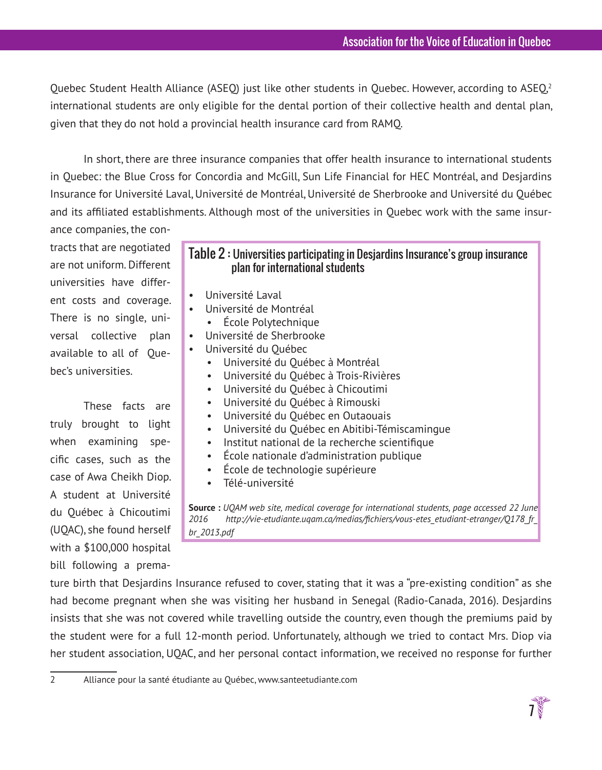Quebec Student Health Alliance (ASEQ) just like other students in Quebec. However, according to ASEQ,[2] international students are only eligible for the dental portion of their collective health and dental plan, given that they do not hold a provincial health insurance card from RAMQ.

In short, there are three insurance companies that offer health insurance to international students in Quebec: the Blue Cross for Concordia and McGill, Sun Life Financial for HEC Montréal, and Desjardins Insurance for Université Laval, Université de Montréal, Université de Sherbrooke and Université du Québec and its affiliated establishments. Although most of the universities in Quebec work with the same insurance companies, the contracts that are negotiated are not uniform. Different universities have different costs and coverage. There is no single, universal collective plan available to all of Quebec's universities.

**Table 2 : Universities participating in Desjardins Insurance's group insurance plan for international students**

- Université Laval
- Université de Montréal
  - École Polytechnique
- Université de Sherbrooke
- Université du Québec
  - Université du Québec à Montréal
  - Université du Québec à Trois-Rivières
  - Université du Québec à Chicoutimi
  - Université du Québec à Rimouski
  - Université du Québec en Outaouais
  - Université du Québec en Abitibi-Témiscamingue
  - Institut national de la recherche scientifique
  - École nationale d'administration publique
  - École de technologie supérieure
  - Télé-université

**Source :** *UQAM web site, medical coverage for international students, page accessed 22 June 2016 http://vie-etudiante.uqam.ca/medias/fichiers/vous-etes_etudiant-etranger/Q178_fr_br_2013.pdf*

These facts are truly brought to light when examining specific cases, such as the case of Awa Cheikh Diop. A student at Université du Québec à Chicoutimi (UQAC), she found herself with a $100,000 hospital bill following a premature birth that Desjardins Insurance refused to cover, stating that it was a "pre-existing condition" as she had become pregnant when she was visiting her husband in Senegal (Radio-Canada, 2016). Desjardins insists that she was not covered while travelling outside the country, even though the premiums paid by the student were for a full 12-month period. Unfortunately, although we tried to contact Mrs. Diop via her student association, UQAC, and her personal contact information, we received no response for further

---

2 Alliance pour la santé étudiante au Québec, www.santeetudiante.com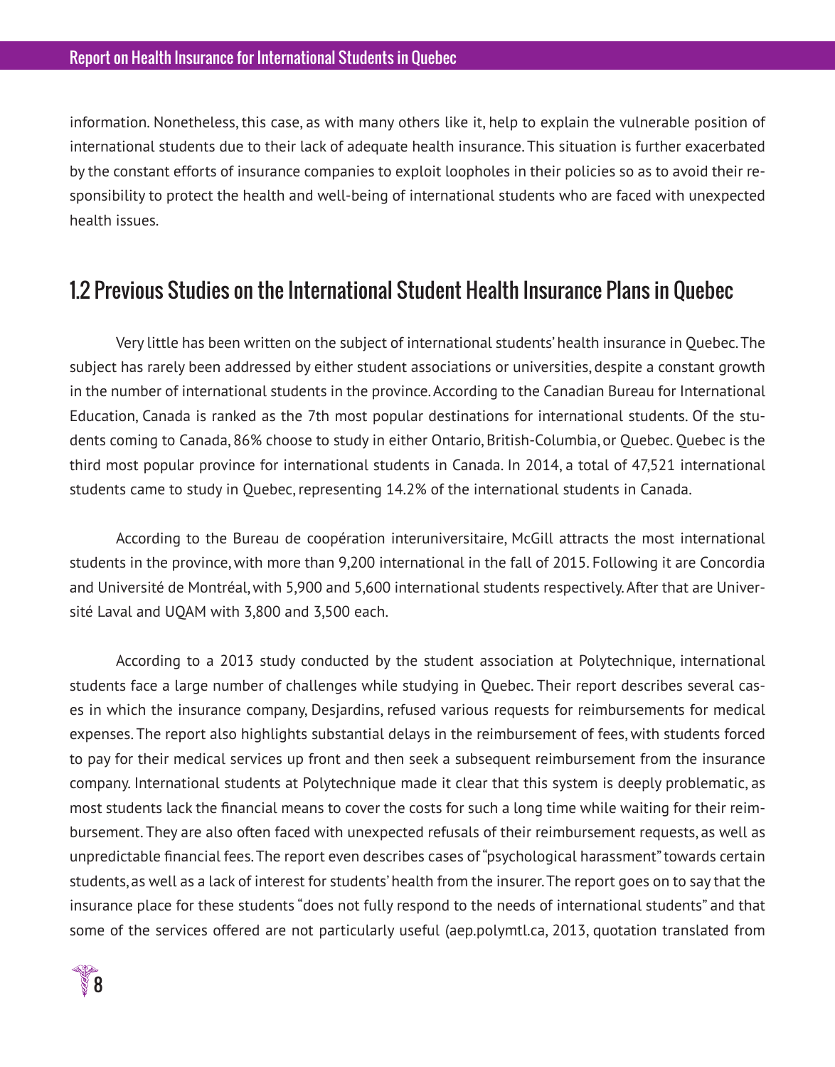information. Nonetheless, this case, as with many others like it, help to explain the vulnerable position of international students due to their lack of adequate health insurance. This situation is further exacerbated by the constant efforts of insurance companies to exploit loopholes in their policies so as to avoid their responsibility to protect the health and well-being of international students who are faced with unexpected health issues.

## 1.2 Previous Studies on the International Student Health Insurance Plans in Quebec

Very little has been written on the subject of international students' health insurance in Quebec. The subject has rarely been addressed by either student associations or universities, despite a constant growth in the number of international students in the province. According to the Canadian Bureau for International Education, Canada is ranked as the 7th most popular destinations for international students. Of the students coming to Canada, 86% choose to study in either Ontario, British-Columbia, or Quebec. Quebec is the third most popular province for international students in Canada. In 2014, a total of 47,521 international students came to study in Quebec, representing 14.2% of the international students in Canada.

According to the Bureau de coopération interuniversitaire, McGill attracts the most international students in the province, with more than 9,200 international in the fall of 2015. Following it are Concordia and Université de Montréal, with 5,900 and 5,600 international students respectively. After that are Université Laval and UQAM with 3,800 and 3,500 each.

According to a 2013 study conducted by the student association at Polytechnique, international students face a large number of challenges while studying in Quebec. Their report describes several cases in which the insurance company, Desjardins, refused various requests for reimbursements for medical expenses. The report also highlights substantial delays in the reimbursement of fees, with students forced to pay for their medical services up front and then seek a subsequent reimbursement from the insurance company. International students at Polytechnique made it clear that this system is deeply problematic, as most students lack the financial means to cover the costs for such a long time while waiting for their reimbursement. They are also often faced with unexpected refusals of their reimbursement requests, as well as unpredictable financial fees. The report even describes cases of "psychological harassment" towards certain students, as well as a lack of interest for students' health from the insurer. The report goes on to say that the insurance place for these students "does not fully respond to the needs of international students" and that some of the services offered are not particularly useful (aep.polymtl.ca, 2013, quotation translated from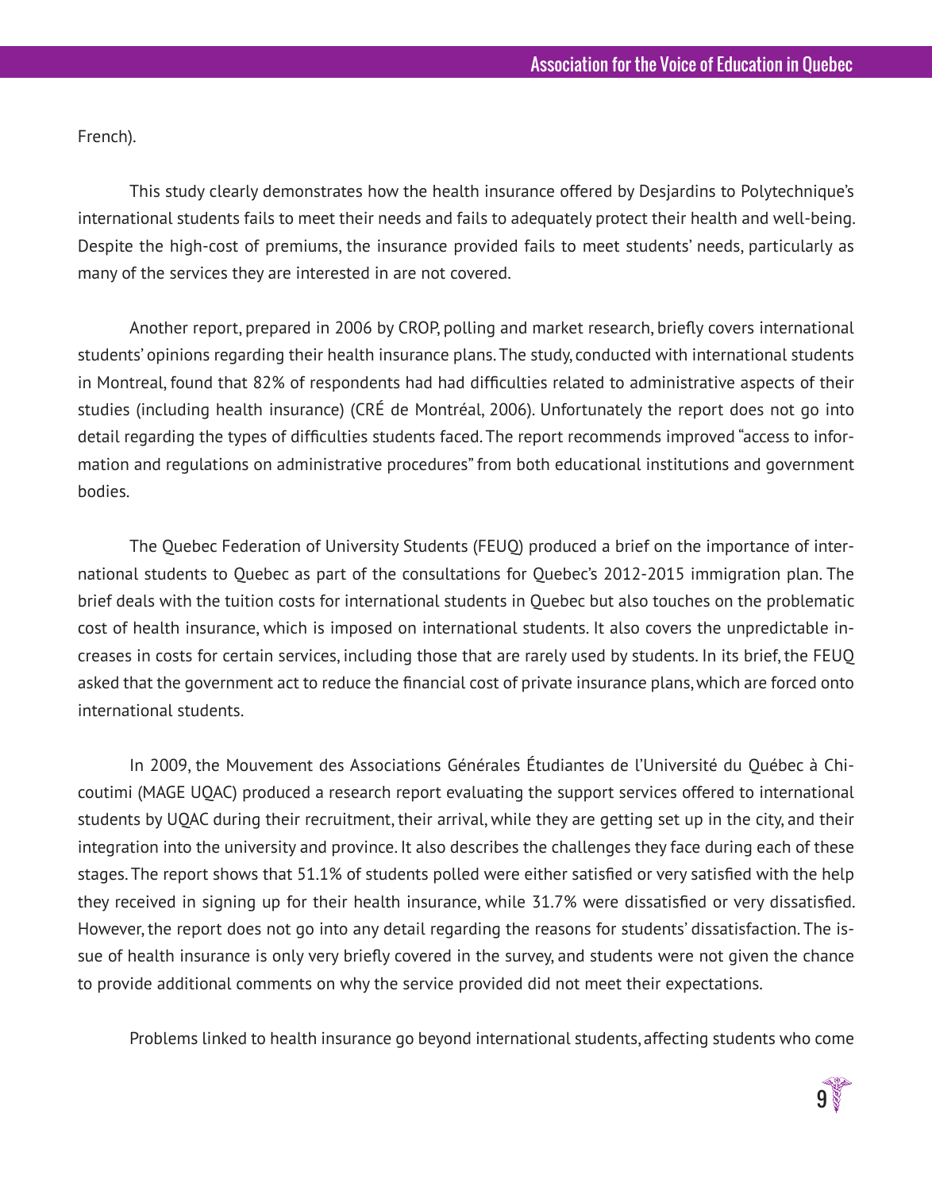French).

This study clearly demonstrates how the health insurance offered by Desjardins to Polytechnique's international students fails to meet their needs and fails to adequately protect their health and well-being. Despite the high-cost of premiums, the insurance provided fails to meet students' needs, particularly as many of the services they are interested in are not covered.

Another report, prepared in 2006 by CROP, polling and market research, briefly covers international students' opinions regarding their health insurance plans. The study, conducted with international students in Montreal, found that 82% of respondents had had difficulties related to administrative aspects of their studies (including health insurance) (CRÉ de Montréal, 2006). Unfortunately the report does not go into detail regarding the types of difficulties students faced. The report recommends improved "access to information and regulations on administrative procedures" from both educational institutions and government bodies.

The Quebec Federation of University Students (FEUQ) produced a brief on the importance of international students to Quebec as part of the consultations for Quebec's 2012-2015 immigration plan. The brief deals with the tuition costs for international students in Quebec but also touches on the problematic cost of health insurance, which is imposed on international students. It also covers the unpredictable increases in costs for certain services, including those that are rarely used by students. In its brief, the FEUQ asked that the government act to reduce the financial cost of private insurance plans, which are forced onto international students.

In 2009, the Mouvement des Associations Générales Étudiantes de l'Université du Québec à Chicoutimi (MAGE UQAC) produced a research report evaluating the support services offered to international students by UQAC during their recruitment, their arrival, while they are getting set up in the city, and their integration into the university and province. It also describes the challenges they face during each of these stages. The report shows that 51.1% of students polled were either satisfied or very satisfied with the help they received in signing up for their health insurance, while 31.7% were dissatisfied or very dissatisfied. However, the report does not go into any detail regarding the reasons for students' dissatisfaction. The issue of health insurance is only very briefly covered in the survey, and students were not given the chance to provide additional comments on why the service provided did not meet their expectations.

Problems linked to health insurance go beyond international students, affecting students who come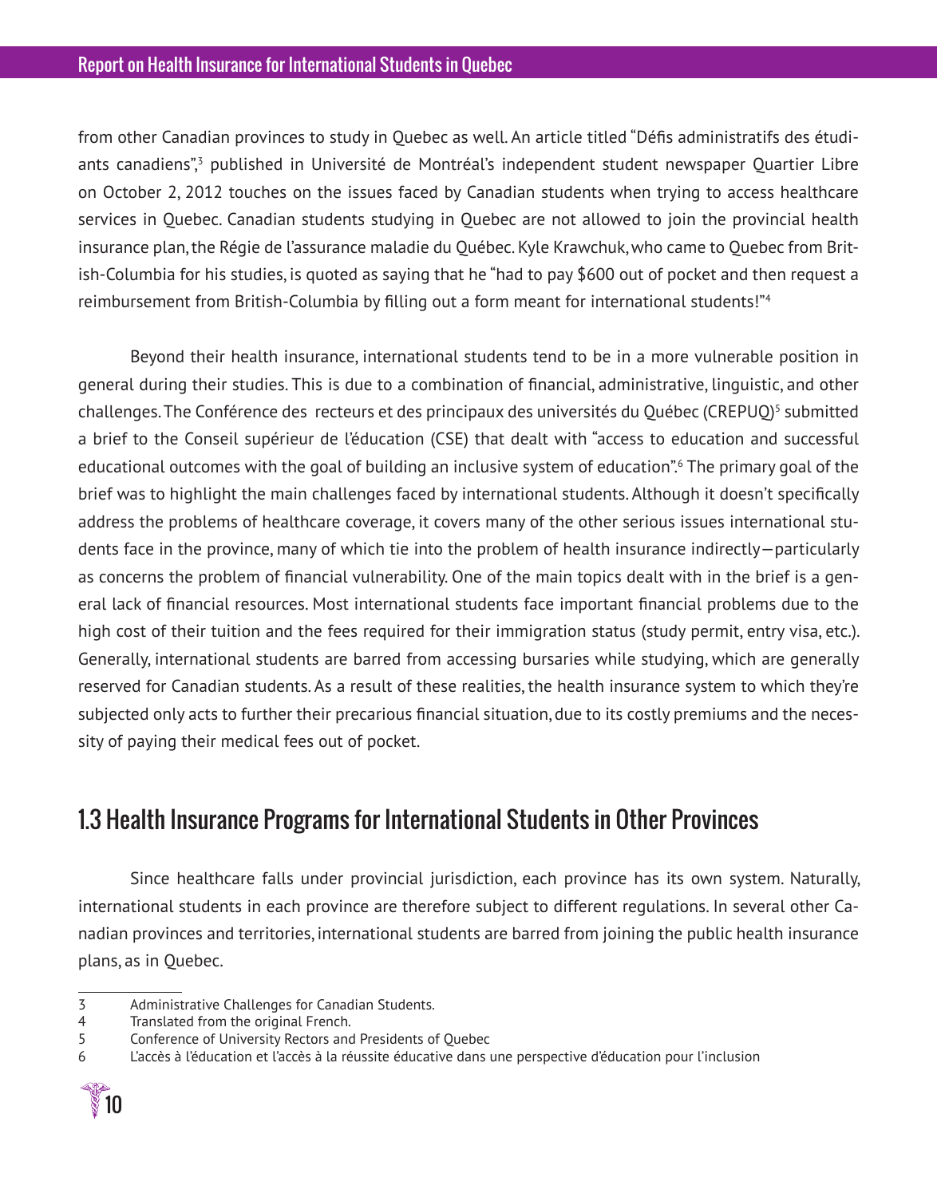from other Canadian provinces to study in Quebec as well. An article titled "Défis administratifs des étudiants canadiens",[3] published in Université de Montréal's independent student newspaper Quartier Libre on October 2, 2012 touches on the issues faced by Canadian students when trying to access healthcare services in Quebec. Canadian students studying in Quebec are not allowed to join the provincial health insurance plan, the Régie de l'assurance maladie du Québec. Kyle Krawchuk, who came to Quebec from British-Columbia for his studies, is quoted as saying that he "had to pay $600 out of pocket and then request a reimbursement from British-Columbia by filling out a form meant for international students!"[4]

Beyond their health insurance, international students tend to be in a more vulnerable position in general during their studies. This is due to a combination of financial, administrative, linguistic, and other challenges. The Conférence des recteurs et des principaux des universités du Québec (CREPUQ)[5] submitted a brief to the Conseil supérieur de l'éducation (CSE) that dealt with "access to education and successful educational outcomes with the goal of building an inclusive system of education".[6] The primary goal of the brief was to highlight the main challenges faced by international students. Although it doesn't specifically address the problems of healthcare coverage, it covers many of the other serious issues international students face in the province, many of which tie into the problem of health insurance indirectly—particularly as concerns the problem of financial vulnerability. One of the main topics dealt with in the brief is a general lack of financial resources. Most international students face important financial problems due to the high cost of their tuition and the fees required for their immigration status (study permit, entry visa, etc.). Generally, international students are barred from accessing bursaries while studying, which are generally reserved for Canadian students. As a result of these realities, the health insurance system to which they're subjected only acts to further their precarious financial situation, due to its costly premiums and the necessity of paying their medical fees out of pocket.

## 1.3 Health Insurance Programs for International Students in Other Provinces

Since healthcare falls under provincial jurisdiction, each province has its own system. Naturally, international students in each province are therefore subject to different regulations. In several other Canadian provinces and territories, international students are barred from joining the public health insurance plans, as in Quebec.

---

3 Administrative Challenges for Canadian Students.

4 Translated from the original French.

5 Conference of University Rectors and Presidents of Quebec

6 L'accès à l'éducation et l'accès à la réussite éducative dans une perspective d'éducation pour l'inclusion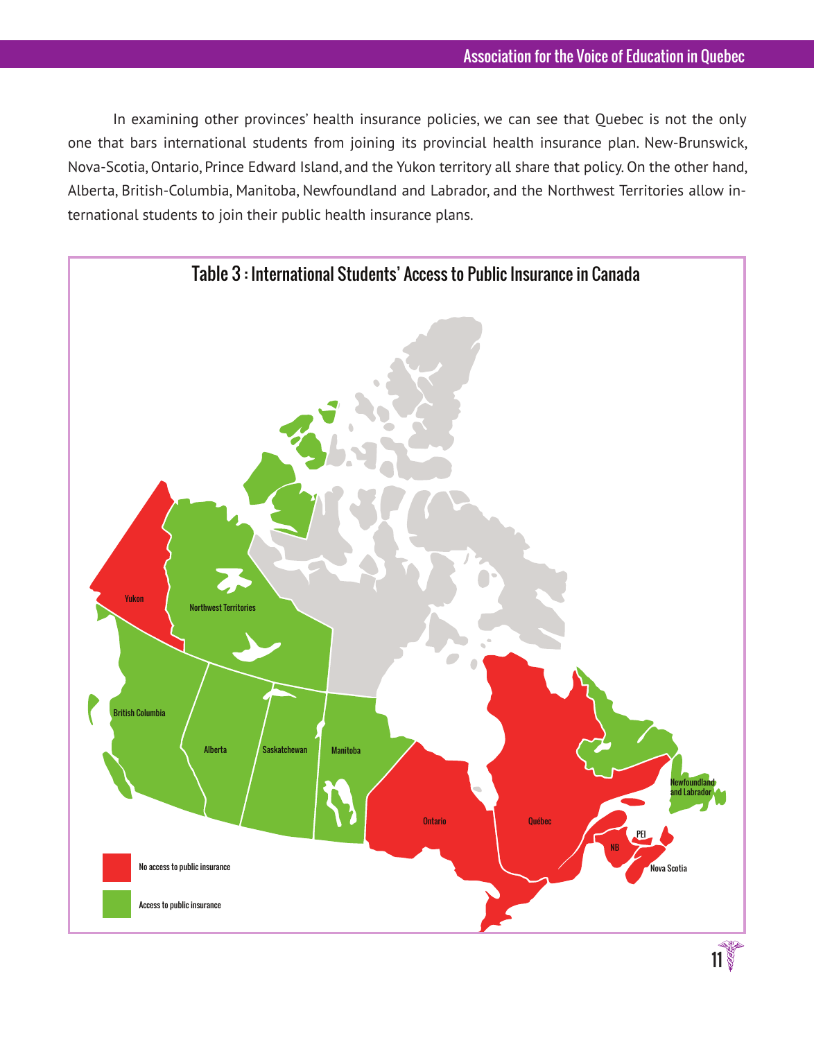In examining other provinces' health insurance policies, we can see that Quebec is not the only one that bars international students from joining its provincial health insurance plan. New-Brunswick, Nova-Scotia, Ontario, Prince Edward Island, and the Yukon territory all share that policy. On the other hand, Alberta, British-Columbia, Manitoba, Newfoundland and Labrador, and the Northwest Territories allow international students to join their public health insurance plans.

Table 3 : International Students' Access to Public Insurance in Canada

Yukon

Northwest Territories

British Columbia

Alberta

Saskatchewan

Manitoba

Ontario

Québec

Newfoundland and Labrador

PEI

NB

Nova Scotia

No access to public insurance

Access to public insurance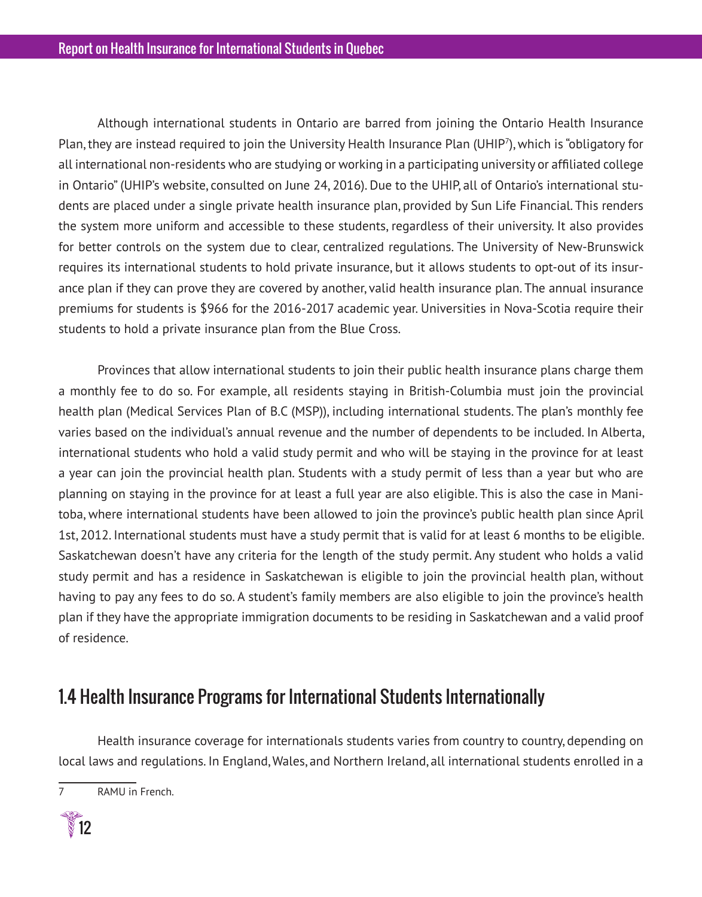Although international students in Ontario are barred from joining the Ontario Health Insurance Plan, they are instead required to join the University Health Insurance Plan (UHIP[7]), which is "obligatory for all international non-residents who are studying or working in a participating university or affiliated college in Ontario" (UHIP's website, consulted on June 24, 2016). Due to the UHIP, all of Ontario's international students are placed under a single private health insurance plan, provided by Sun Life Financial. This renders the system more uniform and accessible to these students, regardless of their university. It also provides for better controls on the system due to clear, centralized regulations. The University of New-Brunswick requires its international students to hold private insurance, but it allows students to opt-out of its insurance plan if they can prove they are covered by another, valid health insurance plan. The annual insurance premiums for students is $966 for the 2016-2017 academic year. Universities in Nova-Scotia require their students to hold a private insurance plan from the Blue Cross.

Provinces that allow international students to join their public health insurance plans charge them a monthly fee to do so. For example, all residents staying in British-Columbia must join the provincial health plan (Medical Services Plan of B.C (MSP)), including international students. The plan's monthly fee varies based on the individual's annual revenue and the number of dependents to be included. In Alberta, international students who hold a valid study permit and who will be staying in the province for at least a year can join the provincial health plan. Students with a study permit of less than a year but who are planning on staying in the province for at least a full year are also eligible. This is also the case in Manitoba, where international students have been allowed to join the province's public health plan since April 1st, 2012. International students must have a study permit that is valid for at least 6 months to be eligible. Saskatchewan doesn't have any criteria for the length of the study permit. Any student who holds a valid study permit and has a residence in Saskatchewan is eligible to join the provincial health plan, without having to pay any fees to do so. A student's family members are also eligible to join the province's health plan if they have the appropriate immigration documents to be residing in Saskatchewan and a valid proof of residence.

## 1.4 Health Insurance Programs for International Students Internationally

Health insurance coverage for internationals students varies from country to country, depending on local laws and regulations. In England, Wales, and Northern Ireland, all international students enrolled in a

---

[7] RAMU in French.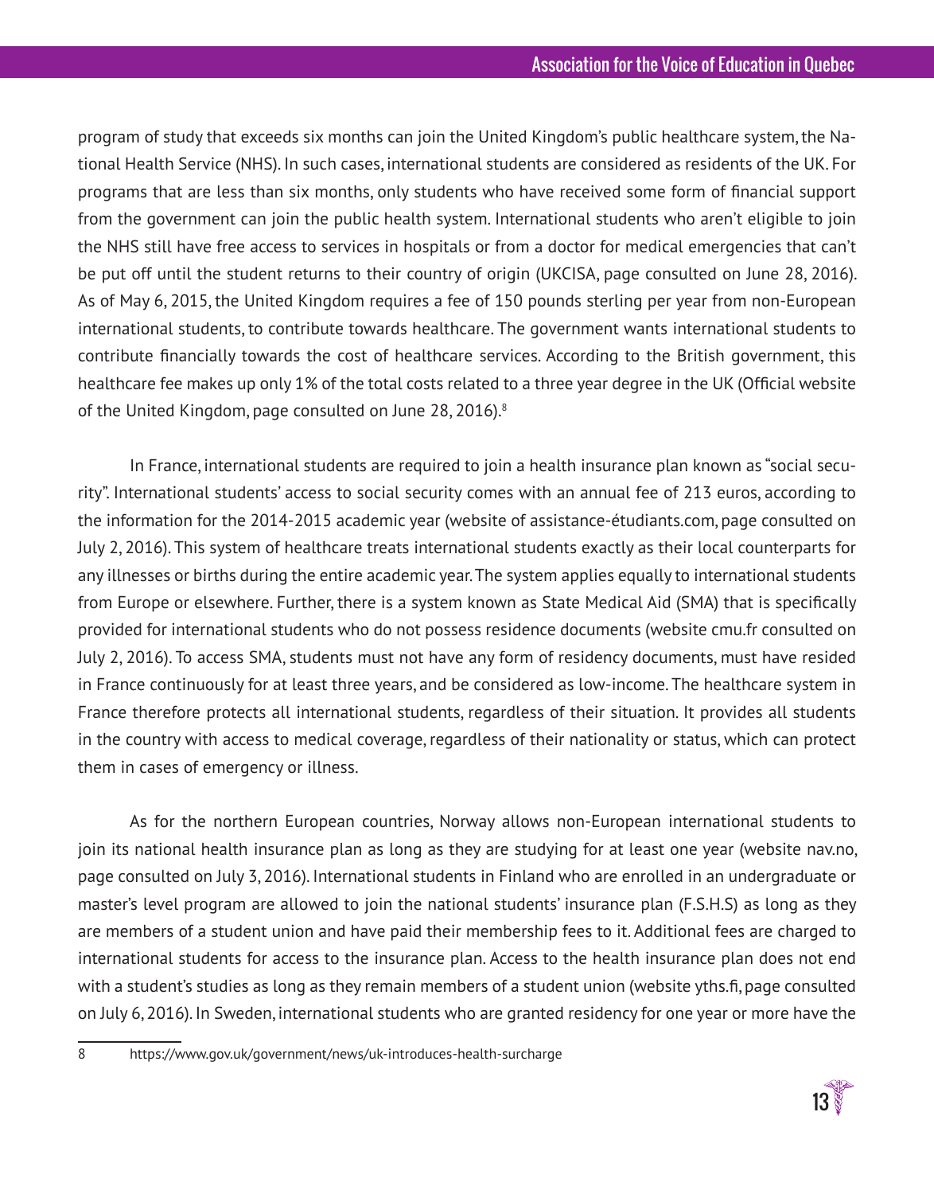program of study that exceeds six months can join the United Kingdom's public healthcare system, the National Health Service (NHS). In such cases, international students are considered as residents of the UK. For programs that are less than six months, only students who have received some form of financial support from the government can join the public health system. International students who aren't eligible to join the NHS still have free access to services in hospitals or from a doctor for medical emergencies that can't be put off until the student returns to their country of origin (UKCISA, page consulted on June 28, 2016). As of May 6, 2015, the United Kingdom requires a fee of 150 pounds sterling per year from non-European international students, to contribute towards healthcare. The government wants international students to contribute financially towards the cost of healthcare services. According to the British government, this healthcare fee makes up only 1% of the total costs related to a three year degree in the UK (Official website of the United Kingdom, page consulted on June 28, 2016).[8]

In France, international students are required to join a health insurance plan known as "social security". International students' access to social security comes with an annual fee of 213 euros, according to the information for the 2014-2015 academic year (website of assistance-étudiants.com, page consulted on July 2, 2016). This system of healthcare treats international students exactly as their local counterparts for any illnesses or births during the entire academic year. The system applies equally to international students from Europe or elsewhere. Further, there is a system known as State Medical Aid (SMA) that is specifically provided for international students who do not possess residence documents (website cmu.fr consulted on July 2, 2016). To access SMA, students must not have any form of residency documents, must have resided in France continuously for at least three years, and be considered as low-income. The healthcare system in France therefore protects all international students, regardless of their situation. It provides all students in the country with access to medical coverage, regardless of their nationality or status, which can protect them in cases of emergency or illness.

As for the northern European countries, Norway allows non-European international students to join its national health insurance plan as long as they are studying for at least one year (website nav.no, page consulted on July 3, 2016). International students in Finland who are enrolled in an undergraduate or master's level program are allowed to join the national students' insurance plan (F.S.H.S) as long as they are members of a student union and have paid their membership fees to it. Additional fees are charged to international students for access to the insurance plan. Access to the health insurance plan does not end with a student's studies as long as they remain members of a student union (website yths.fi, page consulted on July 6, 2016). In Sweden, international students who are granted residency for one year or more have the

8 https://www.gov.uk/government/news/uk-introduces-health-surcharge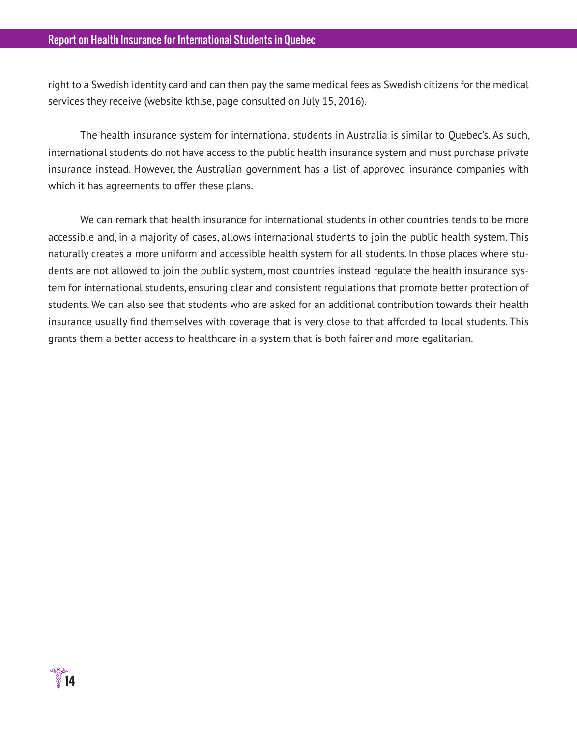right to a Swedish identity card and can then pay the same medical fees as Swedish citizens for the medical services they receive (website kth.se, page consulted on July 15, 2016).

The health insurance system for international students in Australia is similar to Quebec's. As such, international students do not have access to the public health insurance system and must purchase private insurance instead. However, the Australian government has a list of approved insurance companies with which it has agreements to offer these plans.

We can remark that health insurance for international students in other countries tends to be more accessible and, in a majority of cases, allows international students to join the public health system. This naturally creates a more uniform and accessible health system for all students. In those places where students are not allowed to join the public system, most countries instead regulate the health insurance system for international students, ensuring clear and consistent regulations that promote better protection of students. We can also see that students who are asked for an additional contribution towards their health insurance usually find themselves with coverage that is very close to that afforded to local students. This grants them a better access to healthcare in a system that is both fairer and more egalitarian.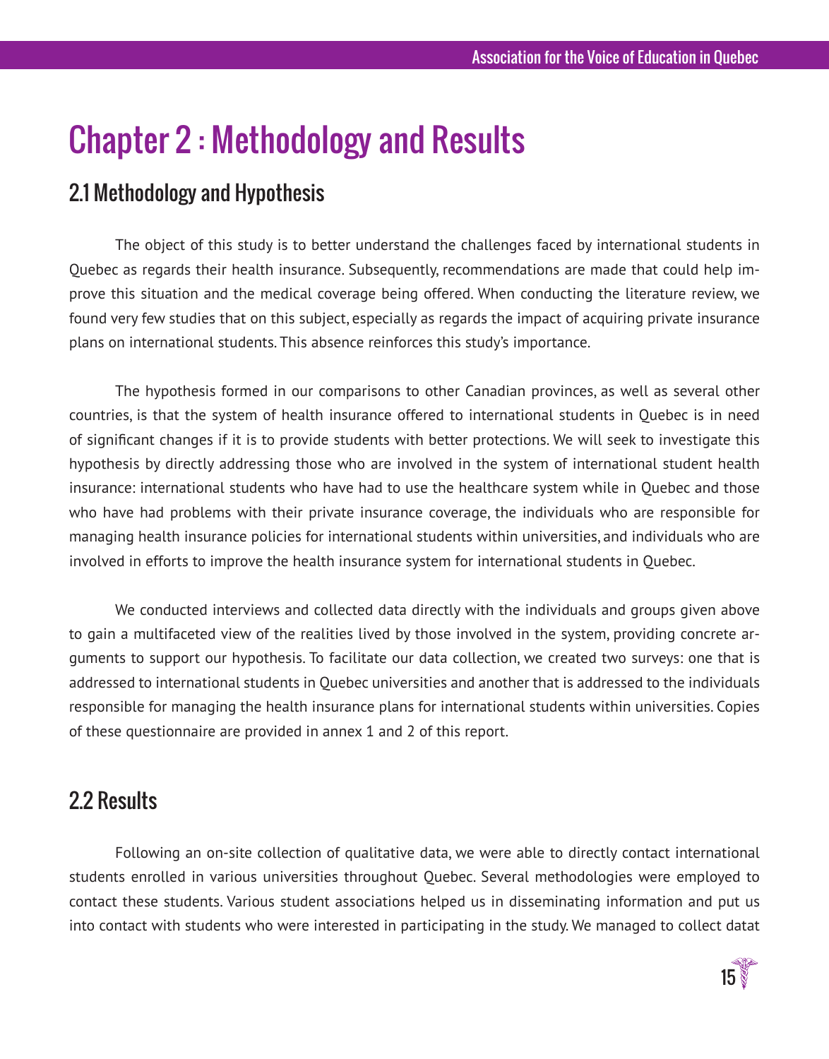# Chapter 2 : Methodology and Results

## 2.1 Methodology and Hypothesis

The object of this study is to better understand the challenges faced by international students in Quebec as regards their health insurance. Subsequently, recommendations are made that could help improve this situation and the medical coverage being offered. When conducting the literature review, we found very few studies that on this subject, especially as regards the impact of acquiring private insurance plans on international students. This absence reinforces this study's importance.

The hypothesis formed in our comparisons to other Canadian provinces, as well as several other countries, is that the system of health insurance offered to international students in Quebec is in need of significant changes if it is to provide students with better protections. We will seek to investigate this hypothesis by directly addressing those who are involved in the system of international student health insurance: international students who have had to use the healthcare system while in Quebec and those who have had problems with their private insurance coverage, the individuals who are responsible for managing health insurance policies for international students within universities, and individuals who are involved in efforts to improve the health insurance system for international students in Quebec.

We conducted interviews and collected data directly with the individuals and groups given above to gain a multifaceted view of the realities lived by those involved in the system, providing concrete arguments to support our hypothesis. To facilitate our data collection, we created two surveys: one that is addressed to international students in Quebec universities and another that is addressed to the individuals responsible for managing the health insurance plans for international students within universities. Copies of these questionnaire are provided in annex 1 and 2 of this report.

## 2.2 Results

Following an on-site collection of qualitative data, we were able to directly contact international students enrolled in various universities throughout Quebec. Several methodologies were employed to contact these students. Various student associations helped us in disseminating information and put us into contact with students who were interested in participating in the study. We managed to collect datat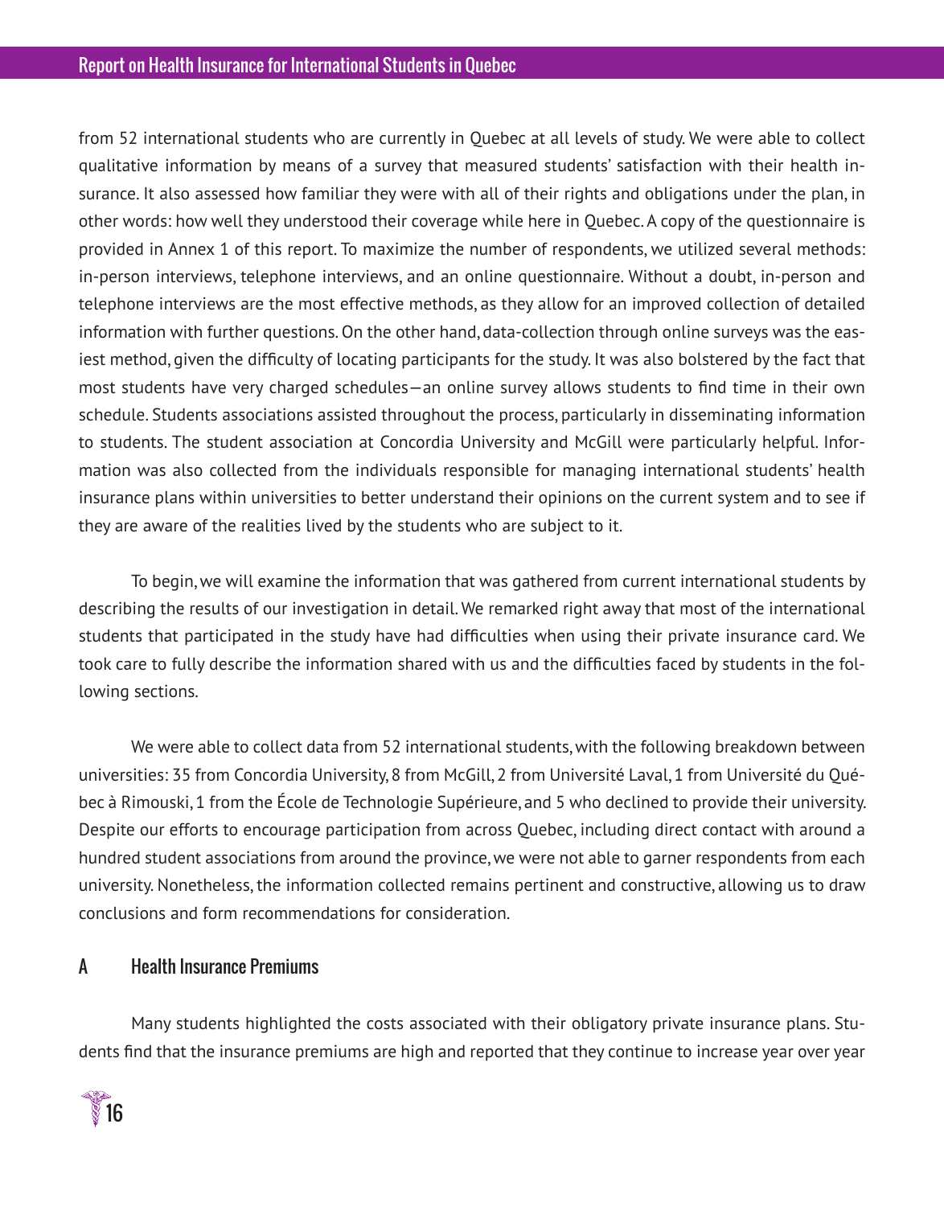from 52 international students who are currently in Quebec at all levels of study. We were able to collect qualitative information by means of a survey that measured students' satisfaction with their health insurance. It also assessed how familiar they were with all of their rights and obligations under the plan, in other words: how well they understood their coverage while here in Quebec. A copy of the questionnaire is provided in Annex 1 of this report. To maximize the number of respondents, we utilized several methods: in-person interviews, telephone interviews, and an online questionnaire. Without a doubt, in-person and telephone interviews are the most effective methods, as they allow for an improved collection of detailed information with further questions. On the other hand, data-collection through online surveys was the easiest method, given the difficulty of locating participants for the study. It was also bolstered by the fact that most students have very charged schedules—an online survey allows students to find time in their own schedule. Students associations assisted throughout the process, particularly in disseminating information to students. The student association at Concordia University and McGill were particularly helpful. Information was also collected from the individuals responsible for managing international students' health insurance plans within universities to better understand their opinions on the current system and to see if they are aware of the realities lived by the students who are subject to it.

To begin, we will examine the information that was gathered from current international students by describing the results of our investigation in detail. We remarked right away that most of the international students that participated in the study have had difficulties when using their private insurance card. We took care to fully describe the information shared with us and the difficulties faced by students in the following sections.

We were able to collect data from 52 international students, with the following breakdown between universities: 35 from Concordia University, 8 from McGill, 2 from Université Laval, 1 from Université du Québec à Rimouski, 1 from the École de Technologie Supérieure, and 5 who declined to provide their university. Despite our efforts to encourage participation from across Quebec, including direct contact with around a hundred student associations from around the province, we were not able to garner respondents from each university. Nonetheless, the information collected remains pertinent and constructive, allowing us to draw conclusions and form recommendations for consideration.

## A Health Insurance Premiums

Many students highlighted the costs associated with their obligatory private insurance plans. Students find that the insurance premiums are high and reported that they continue to increase year over year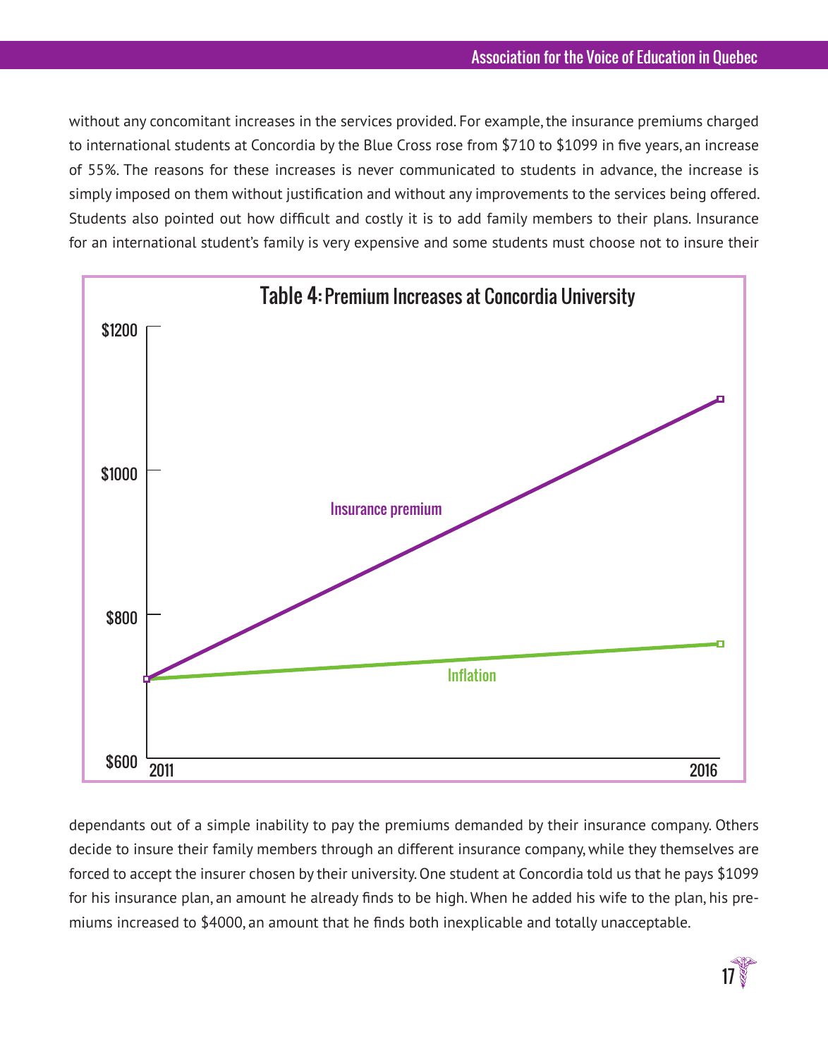without any concomitant increases in the services provided. For example, the insurance premiums charged to international students at Concordia by the Blue Cross rose from $710 to $1099 in five years, an increase of 55%. The reasons for these increases is never communicated to students in advance, the increase is simply imposed on them without justification and without any improvements to the services being offered. Students also pointed out how difficult and costly it is to add family members to their plans. Insurance for an international student's family is very expensive and some students must choose not to insure their

**Table 4: Premium Increases at Concordia University**

dependants out of a simple inability to pay the premiums demanded by their insurance company. Others decide to insure their family members through an different insurance company, while they themselves are forced to accept the insurer chosen by their university. One student at Concordia told us that he pays $1099 for his insurance plan, an amount he already finds to be high. When he added his wife to the plan, his premiums increased to $4000, an amount that he finds both inexplicable and totally unacceptable.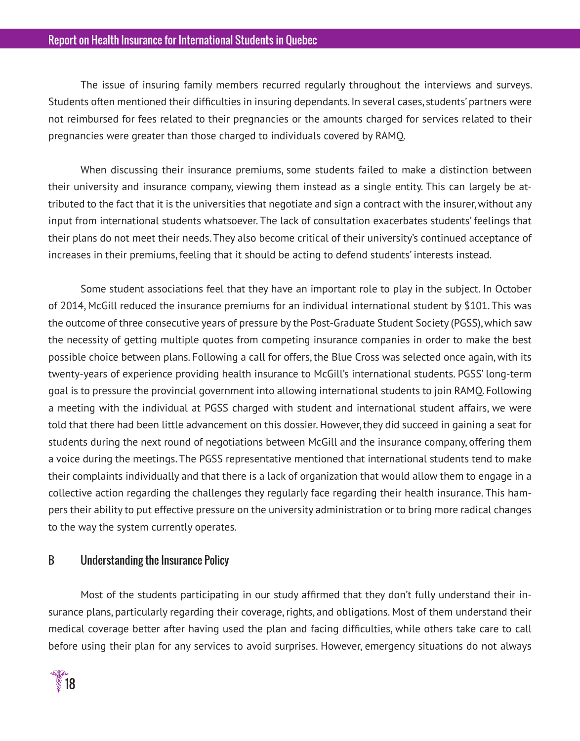The issue of insuring family members recurred regularly throughout the interviews and surveys. Students often mentioned their difficulties in insuring dependants. In several cases, students' partners were not reimbursed for fees related to their pregnancies or the amounts charged for services related to their pregnancies were greater than those charged to individuals covered by RAMQ.

When discussing their insurance premiums, some students failed to make a distinction between their university and insurance company, viewing them instead as a single entity. This can largely be attributed to the fact that it is the universities that negotiate and sign a contract with the insurer, without any input from international students whatsoever. The lack of consultation exacerbates students' feelings that their plans do not meet their needs. They also become critical of their university's continued acceptance of increases in their premiums, feeling that it should be acting to defend students' interests instead.

Some student associations feel that they have an important role to play in the subject. In October of 2014, McGill reduced the insurance premiums for an individual international student by $101. This was the outcome of three consecutive years of pressure by the Post-Graduate Student Society (PGSS), which saw the necessity of getting multiple quotes from competing insurance companies in order to make the best possible choice between plans. Following a call for offers, the Blue Cross was selected once again, with its twenty-years of experience providing health insurance to McGill's international students. PGSS' long-term goal is to pressure the provincial government into allowing international students to join RAMQ. Following a meeting with the individual at PGSS charged with student and international student affairs, we were told that there had been little advancement on this dossier. However, they did succeed in gaining a seat for students during the next round of negotiations between McGill and the insurance company, offering them a voice during the meetings. The PGSS representative mentioned that international students tend to make their complaints individually and that there is a lack of organization that would allow them to engage in a collective action regarding the challenges they regularly face regarding their health insurance. This hampers their ability to put effective pressure on the university administration or to bring more radical changes to the way the system currently operates.

## B Understanding the Insurance Policy

Most of the students participating in our study affirmed that they don't fully understand their insurance plans, particularly regarding their coverage, rights, and obligations. Most of them understand their medical coverage better after having used the plan and facing difficulties, while others take care to call before using their plan for any services to avoid surprises. However, emergency situations do not always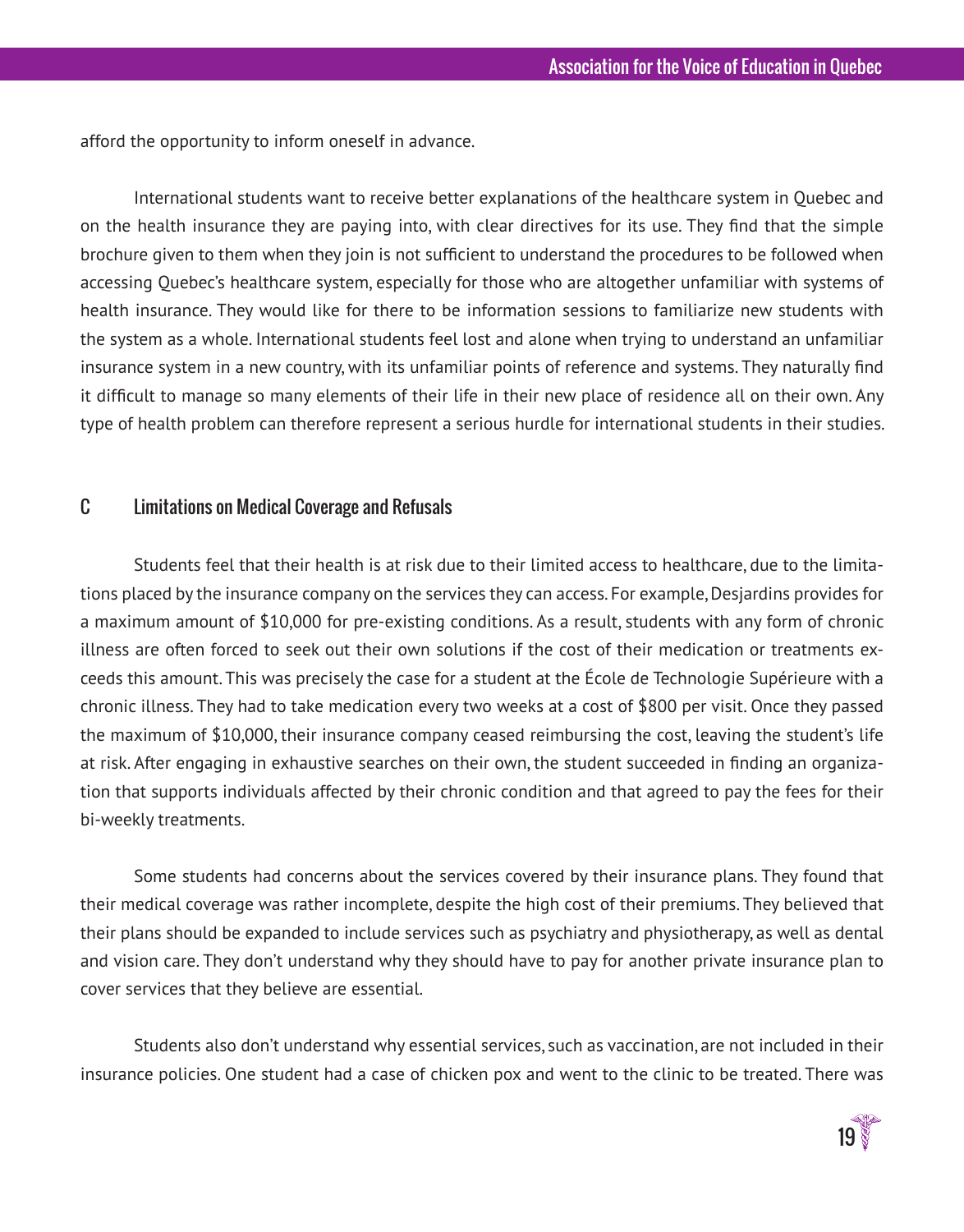afford the opportunity to inform oneself in advance.

International students want to receive better explanations of the healthcare system in Quebec and on the health insurance they are paying into, with clear directives for its use. They find that the simple brochure given to them when they join is not sufficient to understand the procedures to be followed when accessing Quebec's healthcare system, especially for those who are altogether unfamiliar with systems of health insurance. They would like for there to be information sessions to familiarize new students with the system as a whole. International students feel lost and alone when trying to understand an unfamiliar insurance system in a new country, with its unfamiliar points of reference and systems. They naturally find it difficult to manage so many elements of their life in their new place of residence all on their own. Any type of health problem can therefore represent a serious hurdle for international students in their studies.

## C Limitations on Medical Coverage and Refusals

Students feel that their health is at risk due to their limited access to healthcare, due to the limitations placed by the insurance company on the services they can access. For example, Desjardins provides for a maximum amount of $10,000 for pre-existing conditions. As a result, students with any form of chronic illness are often forced to seek out their own solutions if the cost of their medication or treatments exceeds this amount. This was precisely the case for a student at the École de Technologie Supérieure with a chronic illness. They had to take medication every two weeks at a cost of $800 per visit. Once they passed the maximum of $10,000, their insurance company ceased reimbursing the cost, leaving the student's life at risk. After engaging in exhaustive searches on their own, the student succeeded in finding an organization that supports individuals affected by their chronic condition and that agreed to pay the fees for their bi-weekly treatments.

Some students had concerns about the services covered by their insurance plans. They found that their medical coverage was rather incomplete, despite the high cost of their premiums. They believed that their plans should be expanded to include services such as psychiatry and physiotherapy, as well as dental and vision care. They don't understand why they should have to pay for another private insurance plan to cover services that they believe are essential.

Students also don't understand why essential services, such as vaccination, are not included in their insurance policies. One student had a case of chicken pox and went to the clinic to be treated. There was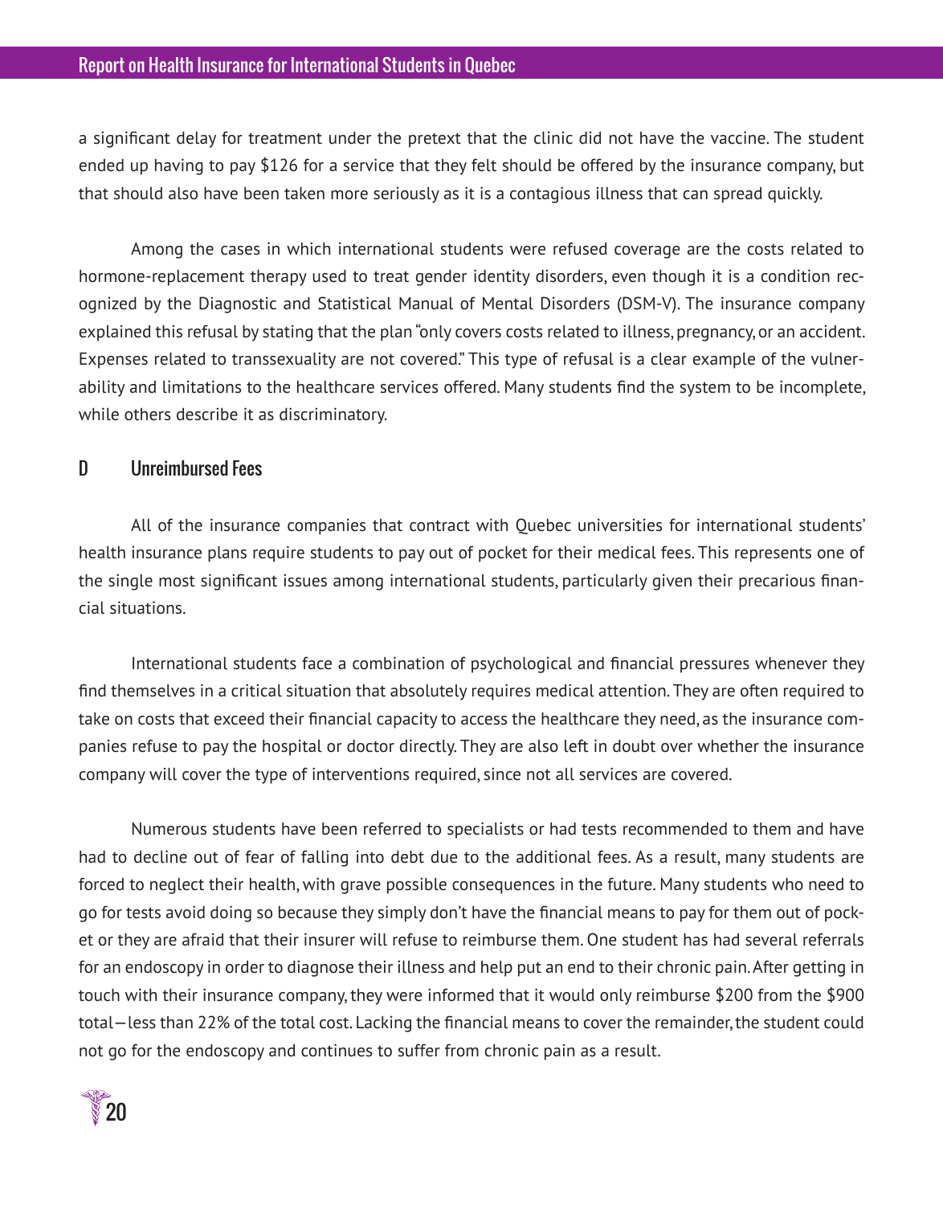a significant delay for treatment under the pretext that the clinic did not have the vaccine. The student ended up having to pay $126 for a service that they felt should be offered by the insurance company, but that should also have been taken more seriously as it is a contagious illness that can spread quickly.

Among the cases in which international students were refused coverage are the costs related to hormone-replacement therapy used to treat gender identity disorders, even though it is a condition recognized by the Diagnostic and Statistical Manual of Mental Disorders (DSM-V). The insurance company explained this refusal by stating that the plan "only covers costs related to illness, pregnancy, or an accident. Expenses related to transsexuality are not covered." This type of refusal is a clear example of the vulnerability and limitations to the healthcare services offered. Many students find the system to be incomplete, while others describe it as discriminatory.

## D Unreimbursed Fees

All of the insurance companies that contract with Quebec universities for international students' health insurance plans require students to pay out of pocket for their medical fees. This represents one of the single most significant issues among international students, particularly given their precarious financial situations.

International students face a combination of psychological and financial pressures whenever they find themselves in a critical situation that absolutely requires medical attention. They are often required to take on costs that exceed their financial capacity to access the healthcare they need, as the insurance companies refuse to pay the hospital or doctor directly. They are also left in doubt over whether the insurance company will cover the type of interventions required, since not all services are covered.

Numerous students have been referred to specialists or had tests recommended to them and have had to decline out of fear of falling into debt due to the additional fees. As a result, many students are forced to neglect their health, with grave possible consequences in the future. Many students who need to go for tests avoid doing so because they simply don't have the financial means to pay for them out of pocket or they are afraid that their insurer will refuse to reimburse them. One student has had several referrals for an endoscopy in order to diagnose their illness and help put an end to their chronic pain. After getting in touch with their insurance company, they were informed that it would only reimburse $200 from the $900 total—less than 22% of the total cost. Lacking the financial means to cover the remainder, the student could not go for the endoscopy and continues to suffer from chronic pain as a result.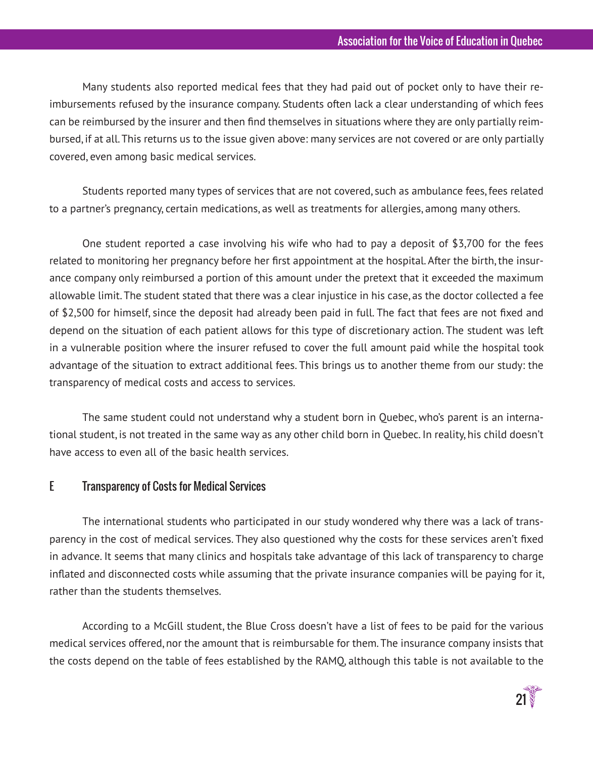Many students also reported medical fees that they had paid out of pocket only to have their reimbursements refused by the insurance company. Students often lack a clear understanding of which fees can be reimbursed by the insurer and then find themselves in situations where they are only partially reimbursed, if at all. This returns us to the issue given above: many services are not covered or are only partially covered, even among basic medical services.

Students reported many types of services that are not covered, such as ambulance fees, fees related to a partner's pregnancy, certain medications, as well as treatments for allergies, among many others.

One student reported a case involving his wife who had to pay a deposit of $3,700 for the fees related to monitoring her pregnancy before her first appointment at the hospital. After the birth, the insurance company only reimbursed a portion of this amount under the pretext that it exceeded the maximum allowable limit. The student stated that there was a clear injustice in his case, as the doctor collected a fee of $2,500 for himself, since the deposit had already been paid in full. The fact that fees are not fixed and depend on the situation of each patient allows for this type of discretionary action. The student was left in a vulnerable position where the insurer refused to cover the full amount paid while the hospital took advantage of the situation to extract additional fees. This brings us to another theme from our study: the transparency of medical costs and access to services.

The same student could not understand why a student born in Quebec, who's parent is an international student, is not treated in the same way as any other child born in Quebec. In reality, his child doesn't have access to even all of the basic health services.

## E Transparency of Costs for Medical Services

The international students who participated in our study wondered why there was a lack of transparency in the cost of medical services. They also questioned why the costs for these services aren't fixed in advance. It seems that many clinics and hospitals take advantage of this lack of transparency to charge inflated and disconnected costs while assuming that the private insurance companies will be paying for it, rather than the students themselves.

According to a McGill student, the Blue Cross doesn't have a list of fees to be paid for the various medical services offered, nor the amount that is reimbursable for them. The insurance company insists that the costs depend on the table of fees established by the RAMQ, although this table is not available to the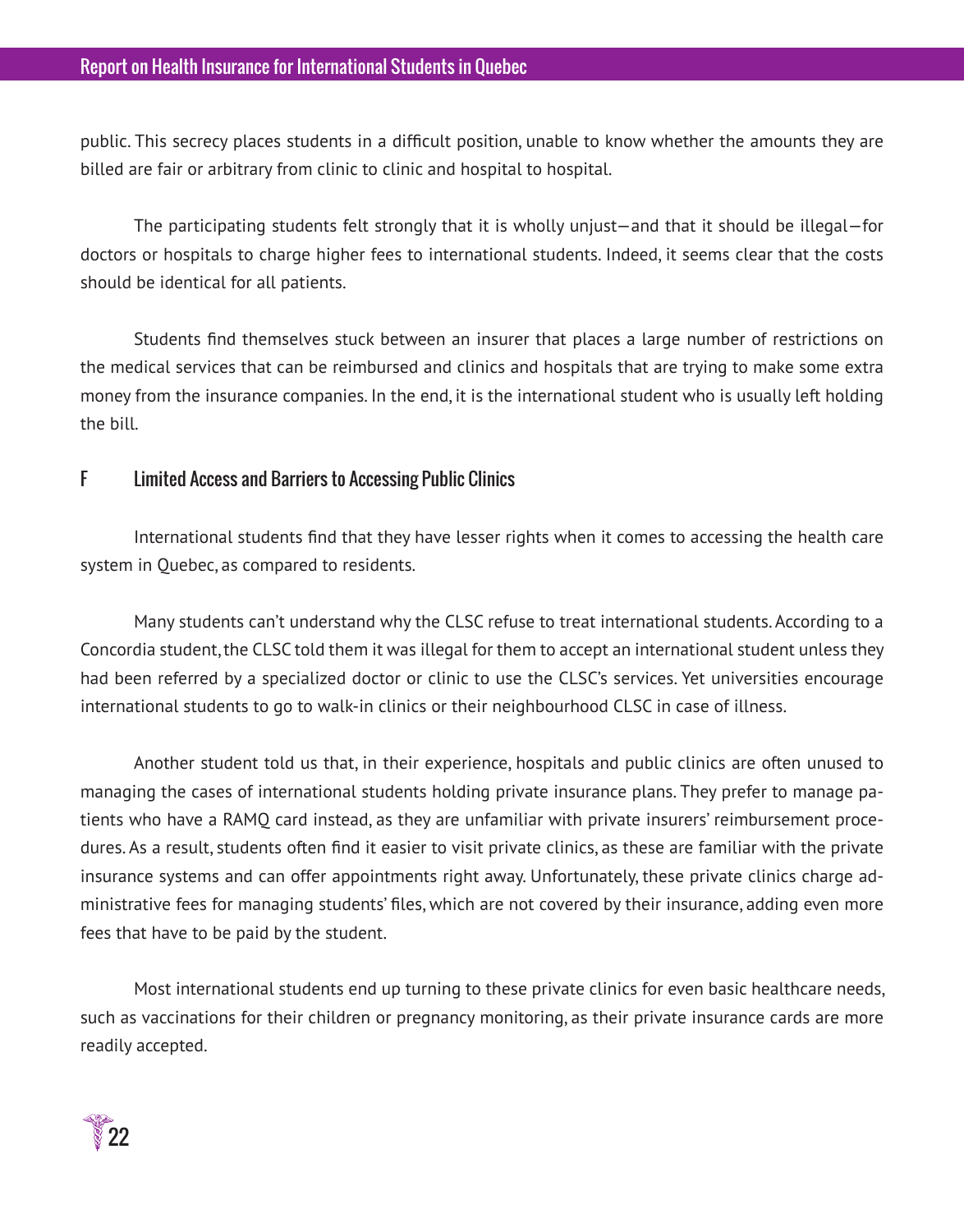public. This secrecy places students in a difficult position, unable to know whether the amounts they are billed are fair or arbitrary from clinic to clinic and hospital to hospital.

The participating students felt strongly that it is wholly unjust—and that it should be illegal—for doctors or hospitals to charge higher fees to international students. Indeed, it seems clear that the costs should be identical for all patients.

Students find themselves stuck between an insurer that places a large number of restrictions on the medical services that can be reimbursed and clinics and hospitals that are trying to make some extra money from the insurance companies. In the end, it is the international student who is usually left holding the bill.

## F Limited Access and Barriers to Accessing Public Clinics

International students find that they have lesser rights when it comes to accessing the health care system in Quebec, as compared to residents.

Many students can't understand why the CLSC refuse to treat international students. According to a Concordia student, the CLSC told them it was illegal for them to accept an international student unless they had been referred by a specialized doctor or clinic to use the CLSC's services. Yet universities encourage international students to go to walk-in clinics or their neighbourhood CLSC in case of illness.

Another student told us that, in their experience, hospitals and public clinics are often unused to managing the cases of international students holding private insurance plans. They prefer to manage patients who have a RAMQ card instead, as they are unfamiliar with private insurers' reimbursement procedures. As a result, students often find it easier to visit private clinics, as these are familiar with the private insurance systems and can offer appointments right away. Unfortunately, these private clinics charge administrative fees for managing students' files, which are not covered by their insurance, adding even more fees that have to be paid by the student.

Most international students end up turning to these private clinics for even basic healthcare needs, such as vaccinations for their children or pregnancy monitoring, as their private insurance cards are more readily accepted.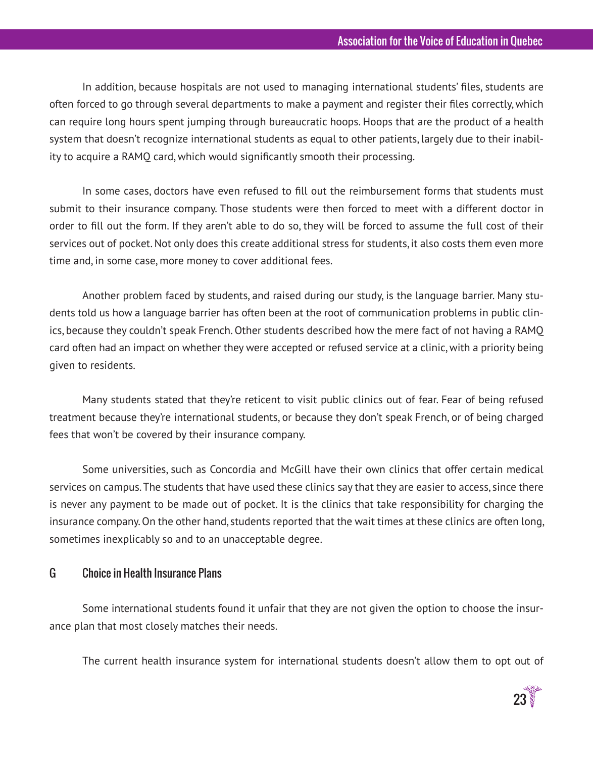In addition, because hospitals are not used to managing international students' files, students are often forced to go through several departments to make a payment and register their files correctly, which can require long hours spent jumping through bureaucratic hoops. Hoops that are the product of a health system that doesn't recognize international students as equal to other patients, largely due to their inability to acquire a RAMQ card, which would significantly smooth their processing.

In some cases, doctors have even refused to fill out the reimbursement forms that students must submit to their insurance company. Those students were then forced to meet with a different doctor in order to fill out the form. If they aren't able to do so, they will be forced to assume the full cost of their services out of pocket. Not only does this create additional stress for students, it also costs them even more time and, in some case, more money to cover additional fees.

Another problem faced by students, and raised during our study, is the language barrier. Many students told us how a language barrier has often been at the root of communication problems in public clinics, because they couldn't speak French. Other students described how the mere fact of not having a RAMQ card often had an impact on whether they were accepted or refused service at a clinic, with a priority being given to residents.

Many students stated that they're reticent to visit public clinics out of fear. Fear of being refused treatment because they're international students, or because they don't speak French, or of being charged fees that won't be covered by their insurance company.

Some universities, such as Concordia and McGill have their own clinics that offer certain medical services on campus. The students that have used these clinics say that they are easier to access, since there is never any payment to be made out of pocket. It is the clinics that take responsibility for charging the insurance company. On the other hand, students reported that the wait times at these clinics are often long, sometimes inexplicably so and to an unacceptable degree.

## G Choice in Health Insurance Plans

Some international students found it unfair that they are not given the option to choose the insurance plan that most closely matches their needs.

The current health insurance system for international students doesn't allow them to opt out of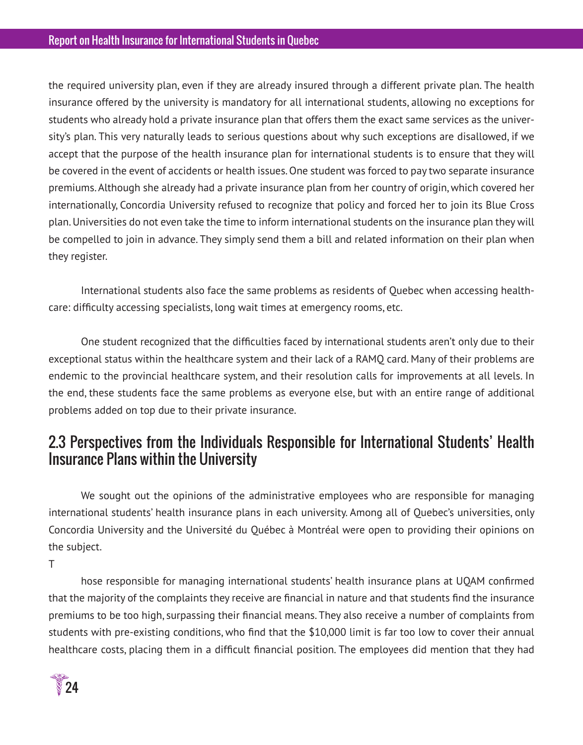the required university plan, even if they are already insured through a different private plan. The health insurance offered by the university is mandatory for all international students, allowing no exceptions for students who already hold a private insurance plan that offers them the exact same services as the university's plan. This very naturally leads to serious questions about why such exceptions are disallowed, if we accept that the purpose of the health insurance plan for international students is to ensure that they will be covered in the event of accidents or health issues. One student was forced to pay two separate insurance premiums. Although she already had a private insurance plan from her country of origin, which covered her internationally, Concordia University refused to recognize that policy and forced her to join its Blue Cross plan. Universities do not even take the time to inform international students on the insurance plan they will be compelled to join in advance. They simply send them a bill and related information on their plan when they register.

International students also face the same problems as residents of Quebec when accessing healthcare: difficulty accessing specialists, long wait times at emergency rooms, etc.

One student recognized that the difficulties faced by international students aren't only due to their exceptional status within the healthcare system and their lack of a RAMQ card. Many of their problems are endemic to the provincial healthcare system, and their resolution calls for improvements at all levels. In the end, these students face the same problems as everyone else, but with an entire range of additional problems added on top due to their private insurance.

## 2.3 Perspectives from the Individuals Responsible for International Students' Health Insurance Plans within the University

We sought out the opinions of the administrative employees who are responsible for managing international students' health insurance plans in each university. Among all of Quebec's universities, only Concordia University and the Université du Québec à Montréal were open to providing their opinions on the subject.

Those responsible for managing international students' health insurance plans at UQAM confirmed that the majority of the complaints they receive are financial in nature and that students find the insurance premiums to be too high, surpassing their financial means. They also receive a number of complaints from students with pre-existing conditions, who find that the $10,000 limit is far too low to cover their annual healthcare costs, placing them in a difficult financial position. The employees did mention that they had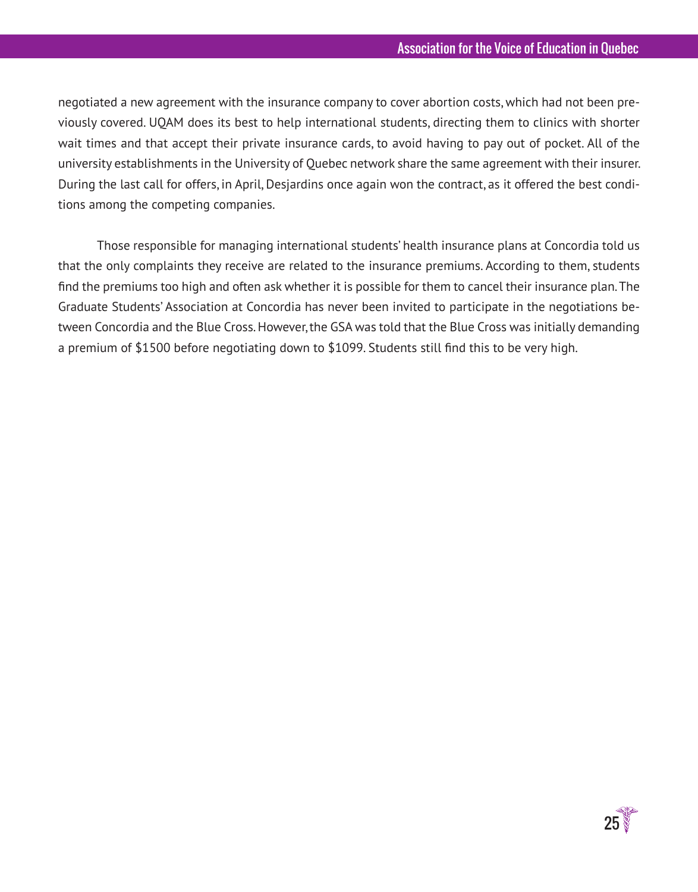negotiated a new agreement with the insurance company to cover abortion costs, which had not been previously covered. UQAM does its best to help international students, directing them to clinics with shorter wait times and that accept their private insurance cards, to avoid having to pay out of pocket. All of the university establishments in the University of Quebec network share the same agreement with their insurer. During the last call for offers, in April, Desjardins once again won the contract, as it offered the best conditions among the competing companies.

Those responsible for managing international students' health insurance plans at Concordia told us that the only complaints they receive are related to the insurance premiums. According to them, students find the premiums too high and often ask whether it is possible for them to cancel their insurance plan. The Graduate Students' Association at Concordia has never been invited to participate in the negotiations between Concordia and the Blue Cross. However, the GSA was told that the Blue Cross was initially demanding a premium of $1500 before negotiating down to $1099. Students still find this to be very high.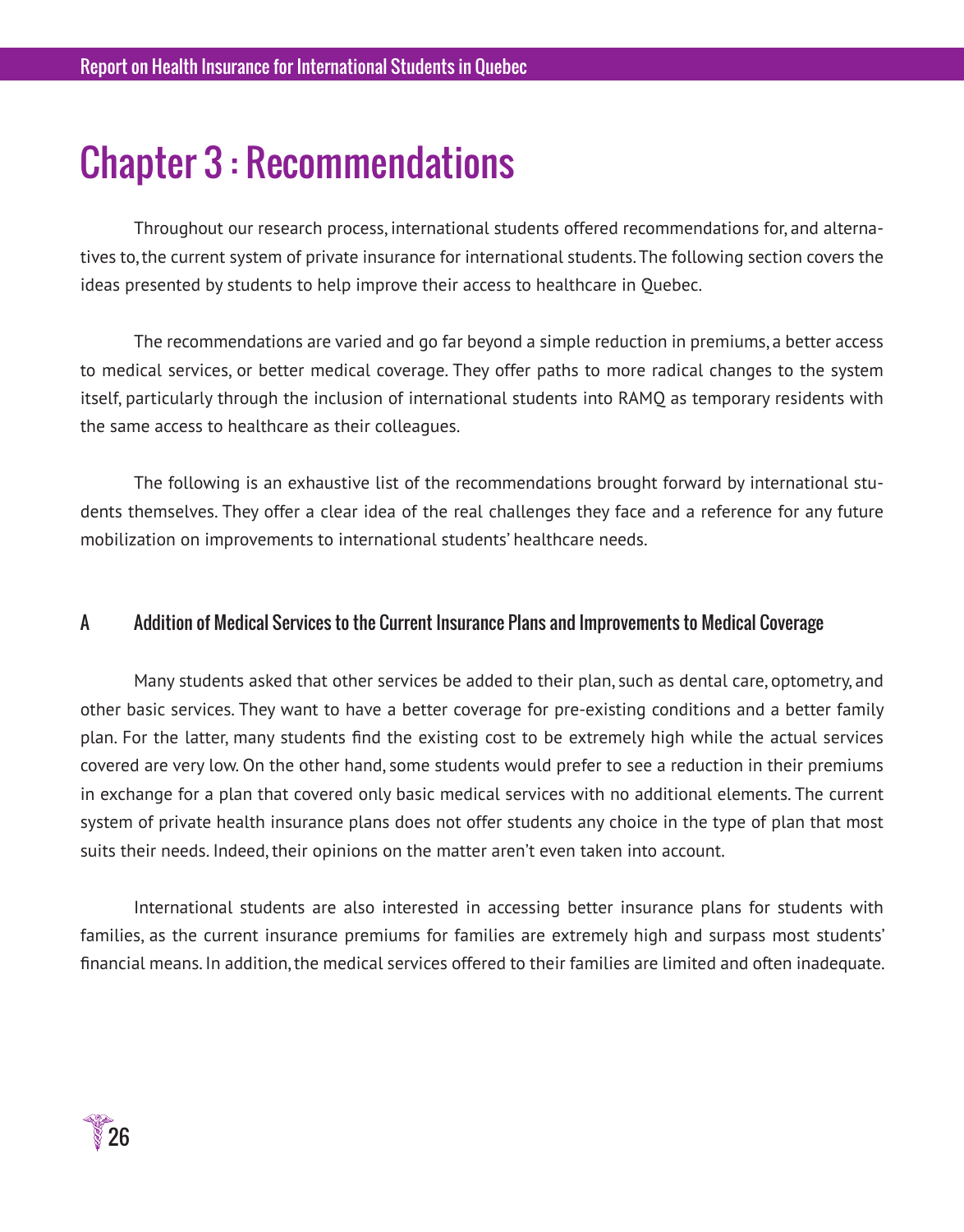# Chapter 3 : Recommendations

Throughout our research process, international students offered recommendations for, and alternatives to, the current system of private insurance for international students. The following section covers the ideas presented by students to help improve their access to healthcare in Quebec.

The recommendations are varied and go far beyond a simple reduction in premiums, a better access to medical services, or better medical coverage. They offer paths to more radical changes to the system itself, particularly through the inclusion of international students into RAMQ as temporary residents with the same access to healthcare as their colleagues.

The following is an exhaustive list of the recommendations brought forward by international students themselves. They offer a clear idea of the real challenges they face and a reference for any future mobilization on improvements to international students' healthcare needs.

## A Addition of Medical Services to the Current Insurance Plans and Improvements to Medical Coverage

Many students asked that other services be added to their plan, such as dental care, optometry, and other basic services. They want to have a better coverage for pre-existing conditions and a better family plan. For the latter, many students find the existing cost to be extremely high while the actual services covered are very low. On the other hand, some students would prefer to see a reduction in their premiums in exchange for a plan that covered only basic medical services with no additional elements. The current system of private health insurance plans does not offer students any choice in the type of plan that most suits their needs. Indeed, their opinions on the matter aren't even taken into account.

International students are also interested in accessing better insurance plans for students with families, as the current insurance premiums for families are extremely high and surpass most students' financial means. In addition, the medical services offered to their families are limited and often inadequate.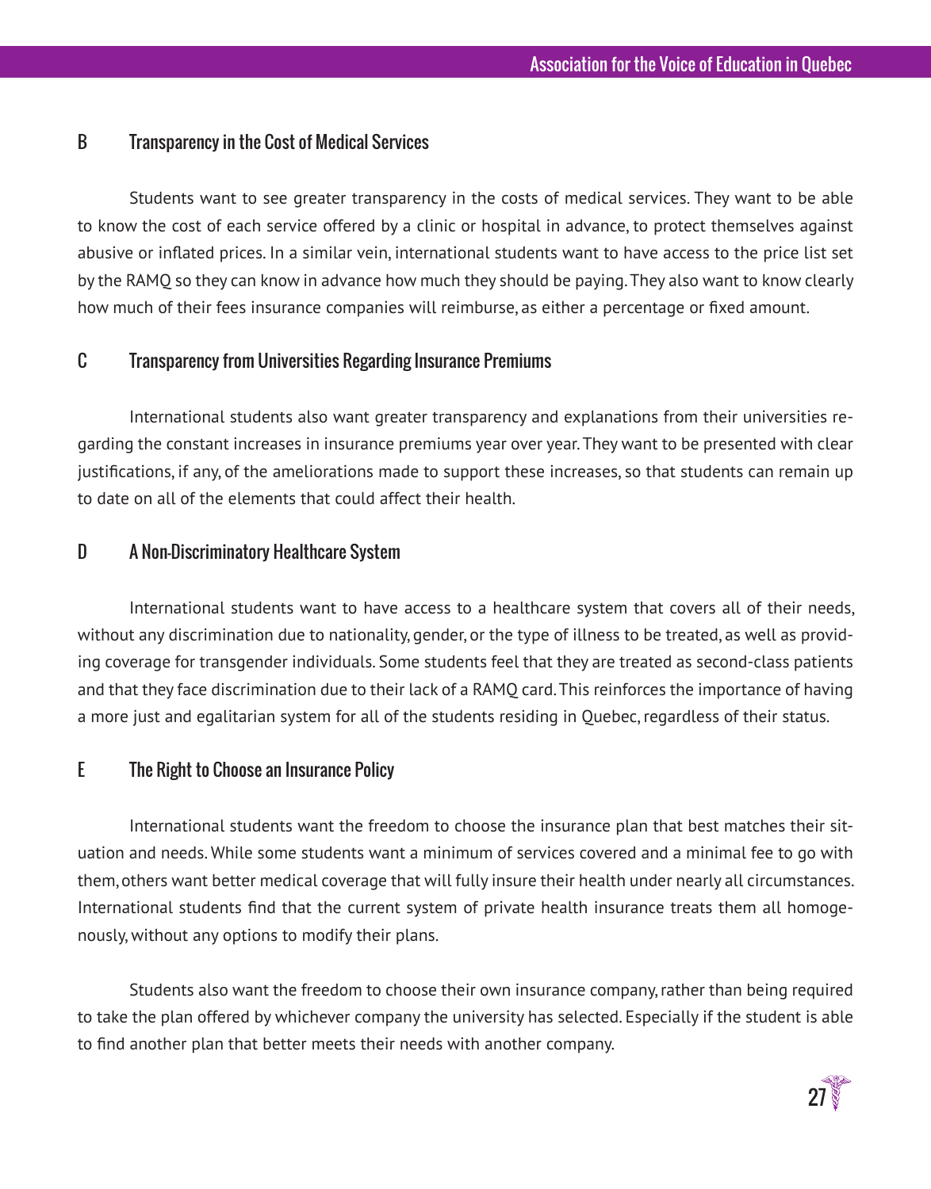## B Transparency in the Cost of Medical Services

Students want to see greater transparency in the costs of medical services. They want to be able to know the cost of each service offered by a clinic or hospital in advance, to protect themselves against abusive or inflated prices. In a similar vein, international students want to have access to the price list set by the RAMQ so they can know in advance how much they should be paying. They also want to know clearly how much of their fees insurance companies will reimburse, as either a percentage or fixed amount.

## C Transparency from Universities Regarding Insurance Premiums

International students also want greater transparency and explanations from their universities regarding the constant increases in insurance premiums year over year. They want to be presented with clear justifications, if any, of the ameliorations made to support these increases, so that students can remain up to date on all of the elements that could affect their health.

## D A Non-Discriminatory Healthcare System

International students want to have access to a healthcare system that covers all of their needs, without any discrimination due to nationality, gender, or the type of illness to be treated, as well as providing coverage for transgender individuals. Some students feel that they are treated as second-class patients and that they face discrimination due to their lack of a RAMQ card. This reinforces the importance of having a more just and egalitarian system for all of the students residing in Quebec, regardless of their status.

## E The Right to Choose an Insurance Policy

International students want the freedom to choose the insurance plan that best matches their situation and needs. While some students want a minimum of services covered and a minimal fee to go with them, others want better medical coverage that will fully insure their health under nearly all circumstances. International students find that the current system of private health insurance treats them all homogenously, without any options to modify their plans.

Students also want the freedom to choose their own insurance company, rather than being required to take the plan offered by whichever company the university has selected. Especially if the student is able to find another plan that better meets their needs with another company.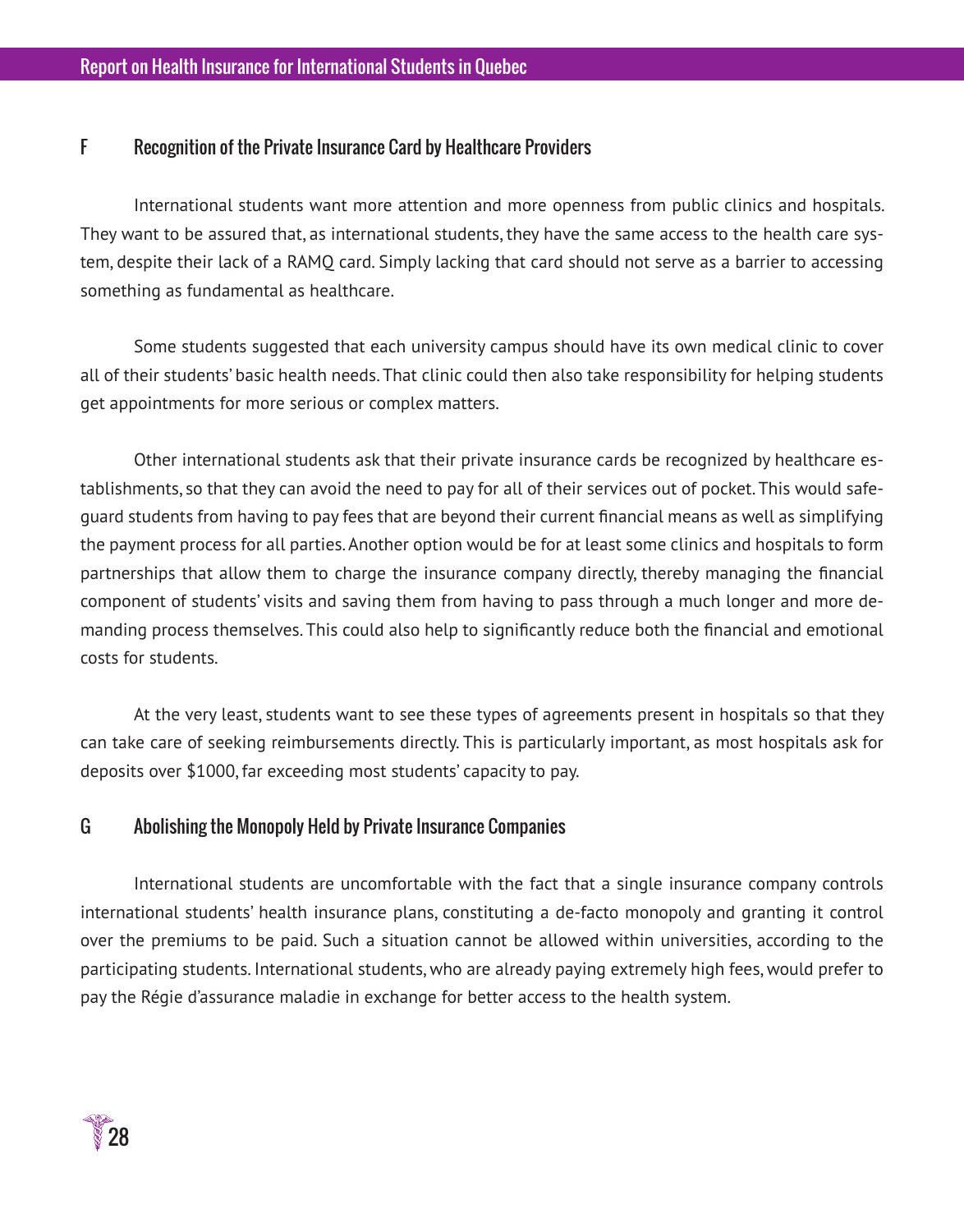## F Recognition of the Private Insurance Card by Healthcare Providers

International students want more attention and more openness from public clinics and hospitals. They want to be assured that, as international students, they have the same access to the health care system, despite their lack of a RAMQ card. Simply lacking that card should not serve as a barrier to accessing something as fundamental as healthcare.

Some students suggested that each university campus should have its own medical clinic to cover all of their students' basic health needs. That clinic could then also take responsibility for helping students get appointments for more serious or complex matters.

Other international students ask that their private insurance cards be recognized by healthcare establishments, so that they can avoid the need to pay for all of their services out of pocket. This would safeguard students from having to pay fees that are beyond their current financial means as well as simplifying the payment process for all parties. Another option would be for at least some clinics and hospitals to form partnerships that allow them to charge the insurance company directly, thereby managing the financial component of students' visits and saving them from having to pass through a much longer and more demanding process themselves. This could also help to significantly reduce both the financial and emotional costs for students.

At the very least, students want to see these types of agreements present in hospitals so that they can take care of seeking reimbursements directly. This is particularly important, as most hospitals ask for deposits over $1000, far exceeding most students' capacity to pay.

## G Abolishing the Monopoly Held by Private Insurance Companies

International students are uncomfortable with the fact that a single insurance company controls international students' health insurance plans, constituting a de-facto monopoly and granting it control over the premiums to be paid. Such a situation cannot be allowed within universities, according to the participating students. International students, who are already paying extremely high fees, would prefer to pay the Régie d'assurance maladie in exchange for better access to the health system.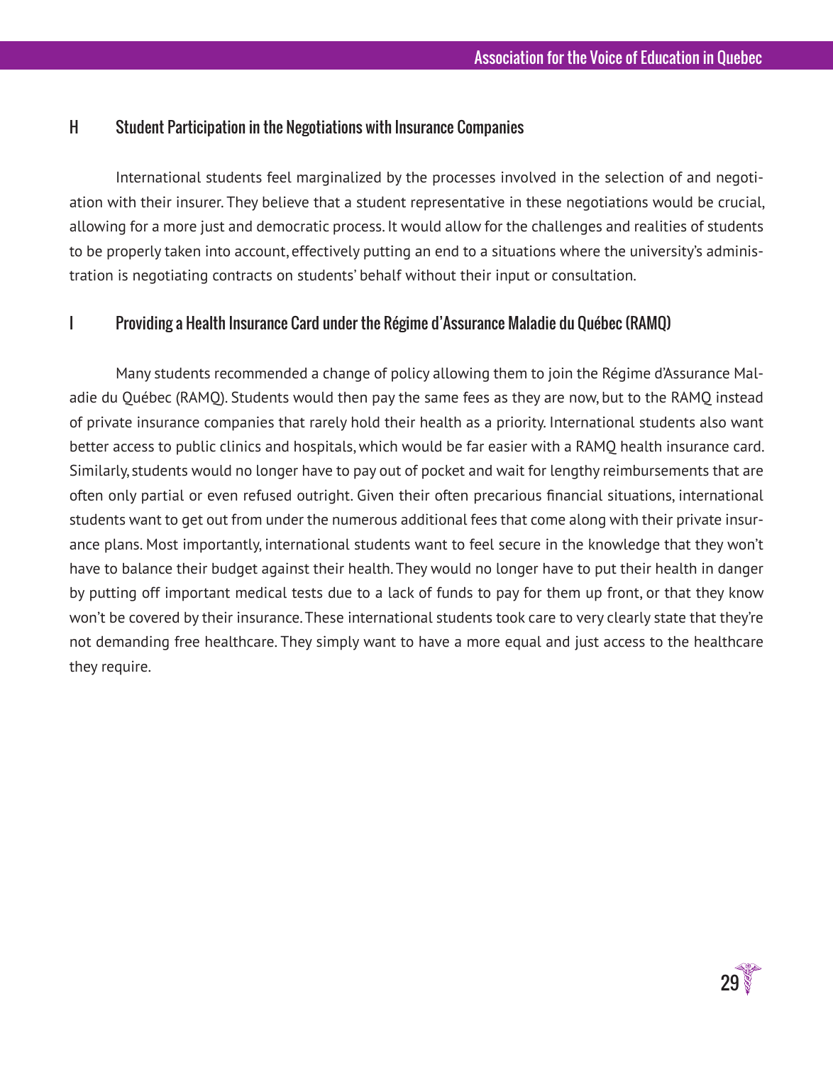## H Student Participation in the Negotiations with Insurance Companies

International students feel marginalized by the processes involved in the selection of and negotiation with their insurer. They believe that a student representative in these negotiations would be crucial, allowing for a more just and democratic process. It would allow for the challenges and realities of students to be properly taken into account, effectively putting an end to a situations where the university's administration is negotiating contracts on students' behalf without their input or consultation.

## I Providing a Health Insurance Card under the Régime d'Assurance Maladie du Québec (RAMQ)

Many students recommended a change of policy allowing them to join the Régime d'Assurance Maladie du Québec (RAMQ). Students would then pay the same fees as they are now, but to the RAMQ instead of private insurance companies that rarely hold their health as a priority. International students also want better access to public clinics and hospitals, which would be far easier with a RAMQ health insurance card. Similarly, students would no longer have to pay out of pocket and wait for lengthy reimbursements that are often only partial or even refused outright. Given their often precarious financial situations, international students want to get out from under the numerous additional fees that come along with their private insurance plans. Most importantly, international students want to feel secure in the knowledge that they won't have to balance their budget against their health. They would no longer have to put their health in danger by putting off important medical tests due to a lack of funds to pay for them up front, or that they know won't be covered by their insurance. These international students took care to very clearly state that they're not demanding free healthcare. They simply want to have a more equal and just access to the healthcare they require.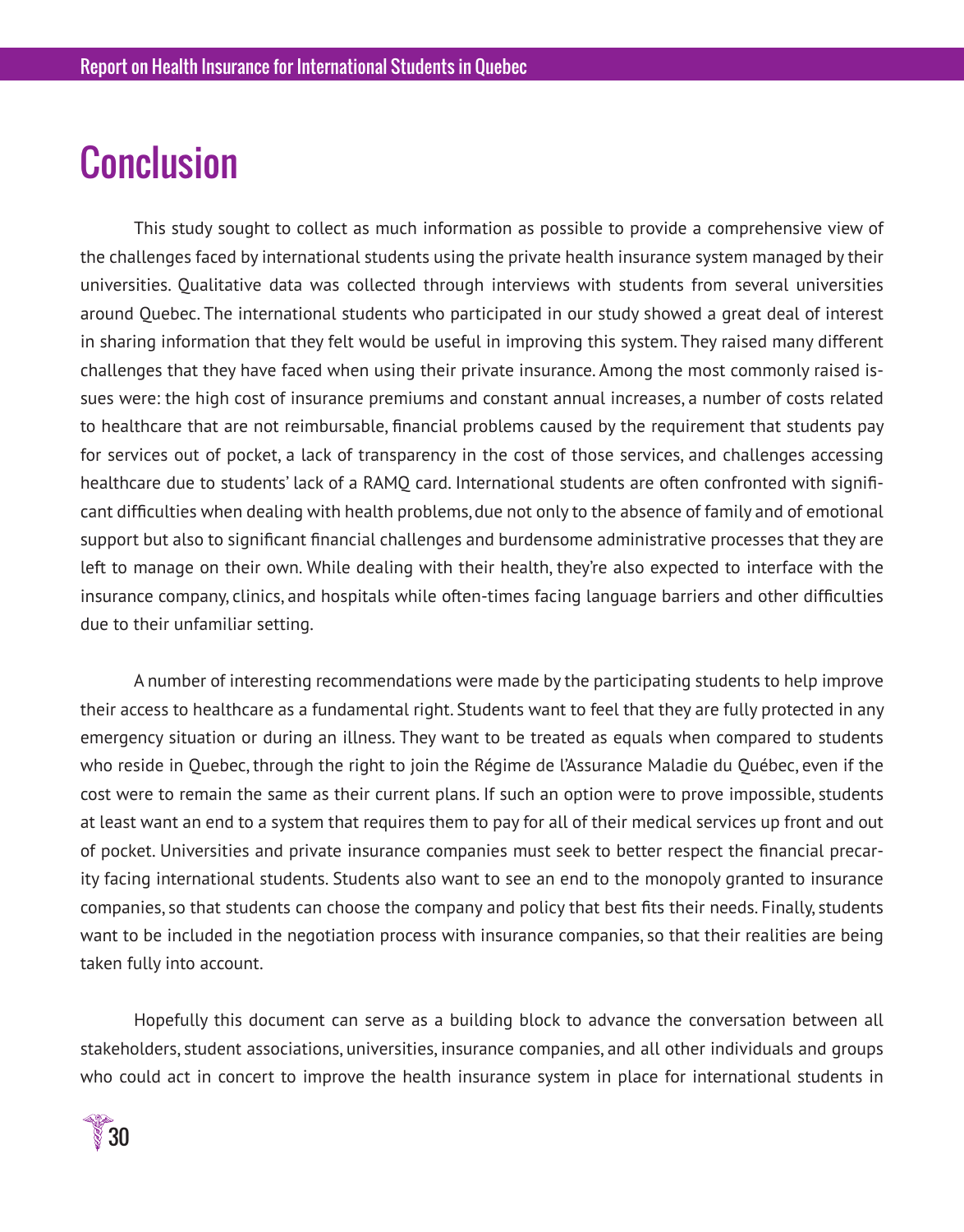# Conclusion

This study sought to collect as much information as possible to provide a comprehensive view of the challenges faced by international students using the private health insurance system managed by their universities. Qualitative data was collected through interviews with students from several universities around Quebec. The international students who participated in our study showed a great deal of interest in sharing information that they felt would be useful in improving this system. They raised many different challenges that they have faced when using their private insurance. Among the most commonly raised issues were: the high cost of insurance premiums and constant annual increases, a number of costs related to healthcare that are not reimbursable, financial problems caused by the requirement that students pay for services out of pocket, a lack of transparency in the cost of those services, and challenges accessing healthcare due to students' lack of a RAMQ card. International students are often confronted with significant difficulties when dealing with health problems, due not only to the absence of family and of emotional support but also to significant financial challenges and burdensome administrative processes that they are left to manage on their own. While dealing with their health, they're also expected to interface with the insurance company, clinics, and hospitals while often-times facing language barriers and other difficulties due to their unfamiliar setting.

A number of interesting recommendations were made by the participating students to help improve their access to healthcare as a fundamental right. Students want to feel that they are fully protected in any emergency situation or during an illness. They want to be treated as equals when compared to students who reside in Quebec, through the right to join the Régime de l'Assurance Maladie du Québec, even if the cost were to remain the same as their current plans. If such an option were to prove impossible, students at least want an end to a system that requires them to pay for all of their medical services up front and out of pocket. Universities and private insurance companies must seek to better respect the financial precarity facing international students. Students also want to see an end to the monopoly granted to insurance companies, so that students can choose the company and policy that best fits their needs. Finally, students want to be included in the negotiation process with insurance companies, so that their realities are being taken fully into account.

Hopefully this document can serve as a building block to advance the conversation between all stakeholders, student associations, universities, insurance companies, and all other individuals and groups who could act in concert to improve the health insurance system in place for international students in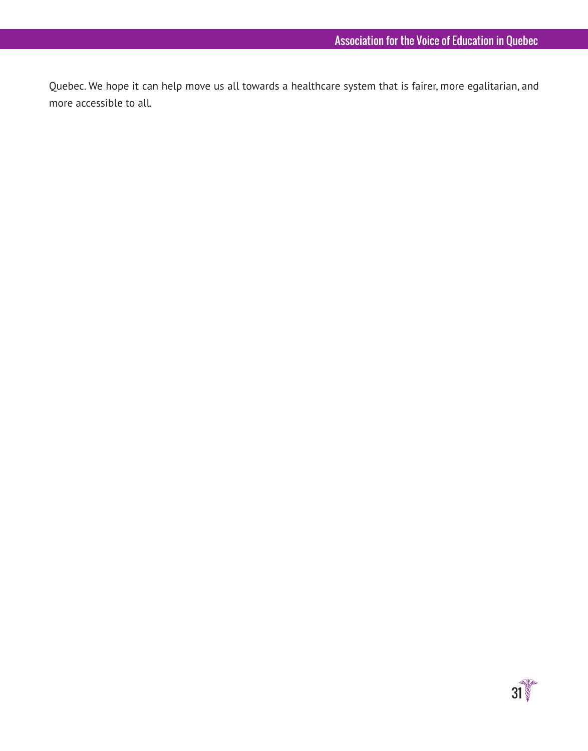Quebec. We hope it can help move us all towards a healthcare system that is fairer, more egalitarian, and more accessible to all.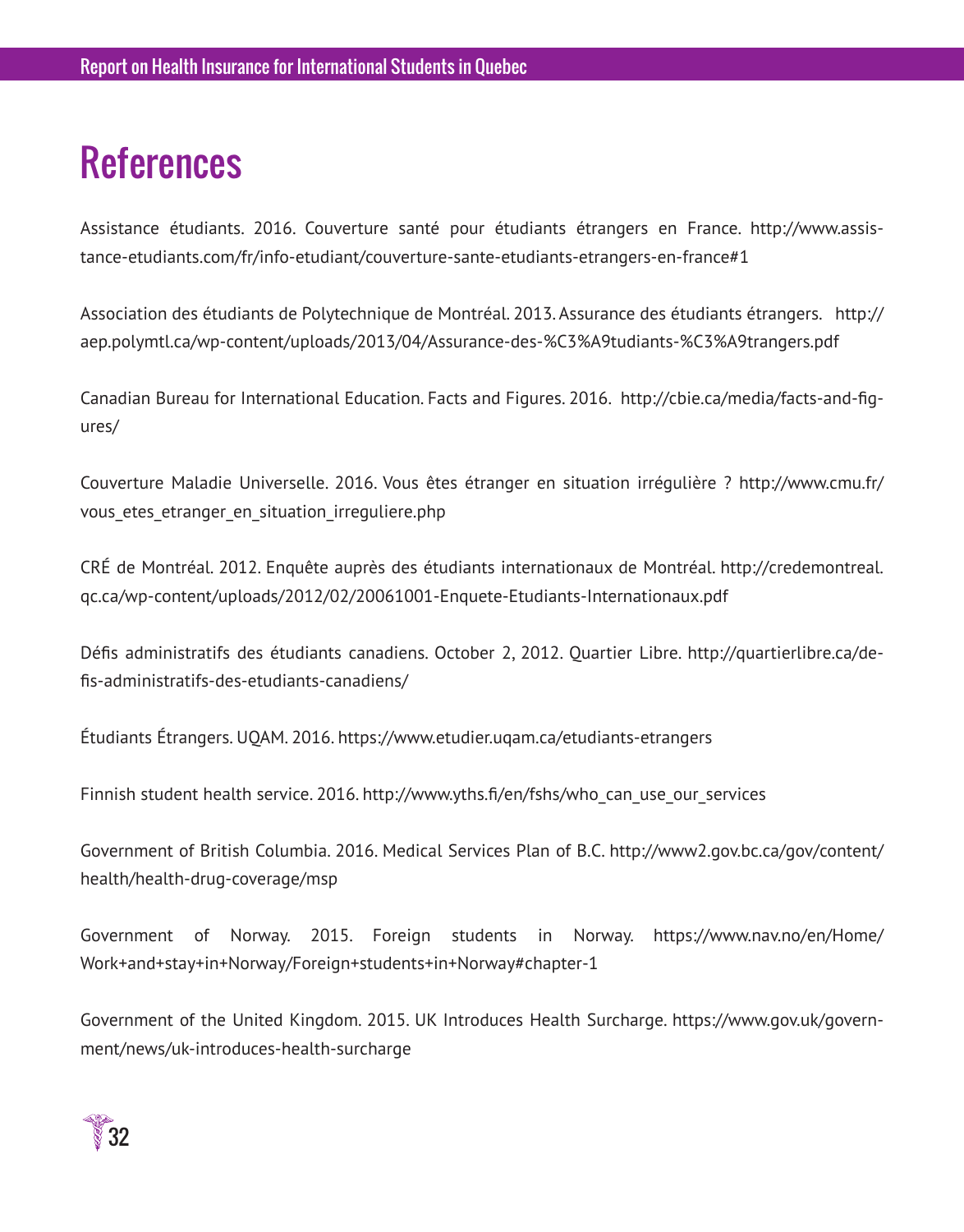# References

Assistance étudiants. 2016. Couverture santé pour étudiants étrangers en France. http://www.assistance-etudiants.com/fr/info-etudiant/couverture-sante-etudiants-etrangers-en-france#1

Association des étudiants de Polytechnique de Montréal. 2013. Assurance des étudiants étrangers. http://aep.polymtl.ca/wp-content/uploads/2013/04/Assurance-des-%C3%A9tudiants-%C3%A9trangers.pdf

Canadian Bureau for International Education. Facts and Figures. 2016. http://cbie.ca/media/facts-and-figures/

Couverture Maladie Universelle. 2016. Vous êtes étranger en situation irrégulière ? http://www.cmu.fr/vous_etes_etranger_en_situation_irreguliere.php

CRÉ de Montréal. 2012. Enquête auprès des étudiants internationaux de Montréal. http://credemontreal.qc.ca/wp-content/uploads/2012/02/20061001-Enquete-Etudiants-Internationaux.pdf

Défis administratifs des étudiants canadiens. October 2, 2012. Quartier Libre. http://quartierlibre.ca/defis-administratifs-des-etudiants-canadiens/

Étudiants Étrangers. UQAM. 2016. https://www.etudier.uqam.ca/etudiants-etrangers

Finnish student health service. 2016. http://www.yths.fi/en/fshs/who_can_use_our_services

Government of British Columbia. 2016. Medical Services Plan of B.C. http://www2.gov.bc.ca/gov/content/health/health-drug-coverage/msp

Government of Norway. 2015. Foreign students in Norway. https://www.nav.no/en/Home/Work+and+stay+in+Norway/Foreign+students+in+Norway#chapter-1

Government of the United Kingdom. 2015. UK Introduces Health Surcharge. https://www.gov.uk/government/news/uk-introduces-health-surcharge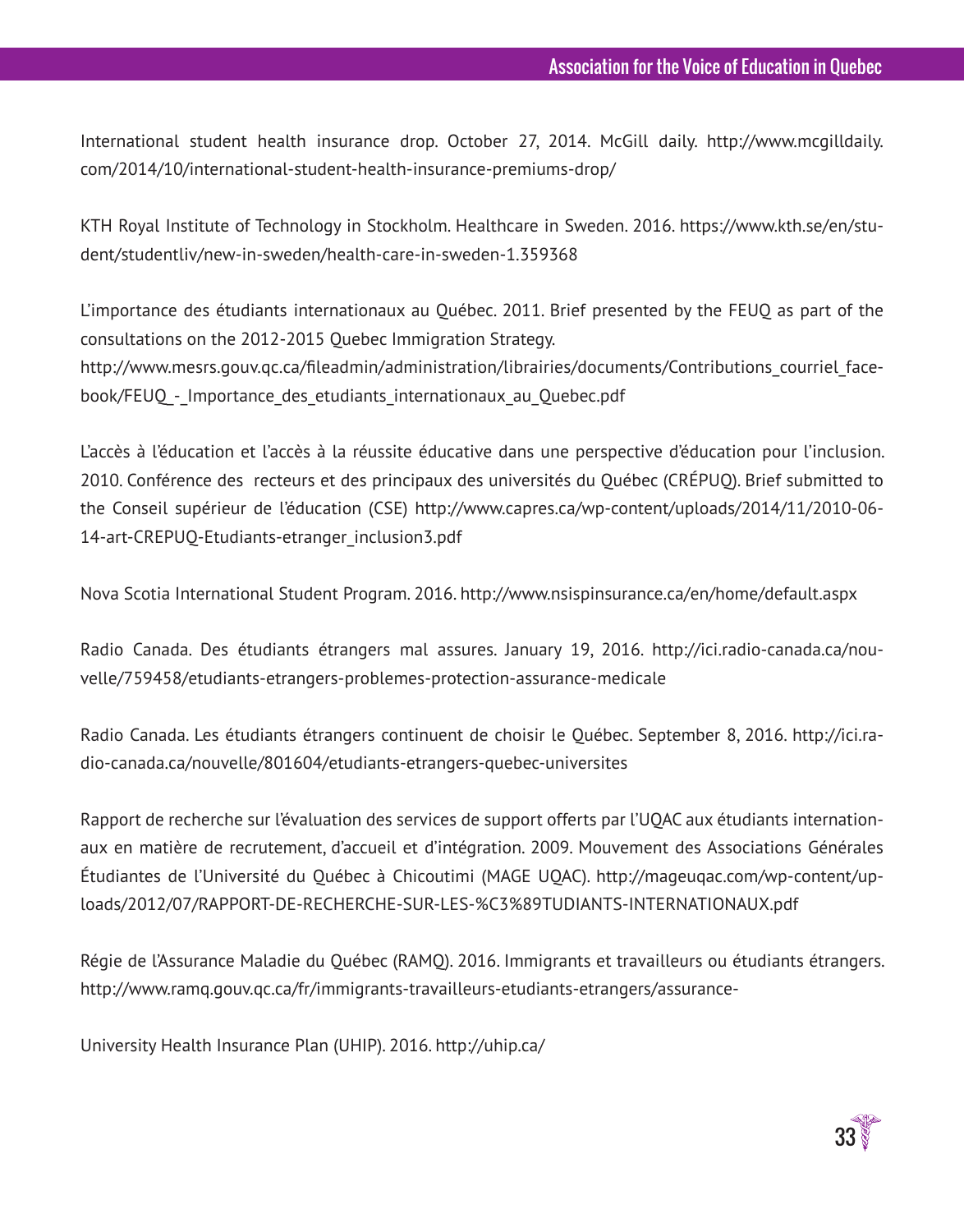International student health insurance drop. October 27, 2014. McGill daily. http://www.mcgilldaily.com/2014/10/international-student-health-insurance-premiums-drop/

KTH Royal Institute of Technology in Stockholm. Healthcare in Sweden. 2016. https://www.kth.se/en/student/studentliv/new-in-sweden/health-care-in-sweden-1.359368

L'importance des étudiants internationaux au Québec. 2011. Brief presented by the FEUQ as part of the consultations on the 2012-2015 Quebec Immigration Strategy.
http://www.mesrs.gouv.qc.ca/fileadmin/administration/librairies/documents/Contributions_courriel_facebook/FEUQ_-_Importance_des_etudiants_internationaux_au_Quebec.pdf

L'accès à l'éducation et l'accès à la réussite éducative dans une perspective d'éducation pour l'inclusion. 2010. Conférence des recteurs et des principaux des universités du Québec (CRÉPUQ). Brief submitted to the Conseil supérieur de l'éducation (CSE) http://www.capres.ca/wp-content/uploads/2014/11/2010-06-14-art-CREPUQ-Etudiants-etranger_inclusion3.pdf

Nova Scotia International Student Program. 2016. http://www.nsispinsurance.ca/en/home/default.aspx

Radio Canada. Des étudiants étrangers mal assures. January 19, 2016. http://ici.radio-canada.ca/nouvelle/759458/etudiants-etrangers-problemes-protection-assurance-medicale

Radio Canada. Les étudiants étrangers continuent de choisir le Québec. September 8, 2016. http://ici.radio-canada.ca/nouvelle/801604/etudiants-etrangers-quebec-universites

Rapport de recherche sur l'évaluation des services de support offerts par l'UQAC aux étudiants internationaux en matière de recrutement, d'accueil et d'intégration. 2009. Mouvement des Associations Générales Étudiantes de l'Université du Québec à Chicoutimi (MAGE UQAC). http://mageuqac.com/wp-content/uploads/2012/07/RAPPORT-DE-RECHERCHE-SUR-LES-%C3%89TUDIANTS-INTERNATIONAUX.pdf

Régie de l'Assurance Maladie du Québec (RAMQ). 2016. Immigrants et travailleurs ou étudiants étrangers. http://www.ramq.gouv.qc.ca/fr/immigrants-travailleurs-etudiants-etrangers/assurance-

University Health Insurance Plan (UHIP). 2016. http://uhip.ca/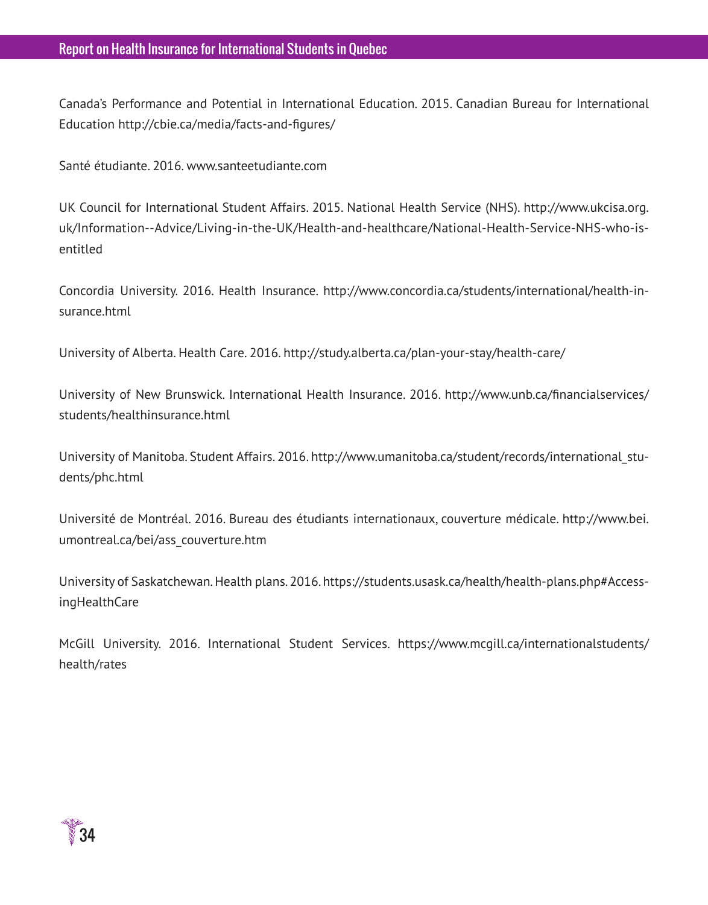Canada's Performance and Potential in International Education. 2015. Canadian Bureau for International Education http://cbie.ca/media/facts-and-figures/

Santé étudiante. 2016. www.santeetudiante.com

UK Council for International Student Affairs. 2015. National Health Service (NHS). http://www.ukcisa.org.uk/Information--Advice/Living-in-the-UK/Health-and-healthcare/National-Health-Service-NHS-who-is-entitled

Concordia University. 2016. Health Insurance. http://www.concordia.ca/students/international/health-insurance.html

University of Alberta. Health Care. 2016. http://study.alberta.ca/plan-your-stay/health-care/

University of New Brunswick. International Health Insurance. 2016. http://www.unb.ca/financialservices/students/healthinsurance.html

University of Manitoba. Student Affairs. 2016. http://www.umanitoba.ca/student/records/international_students/phc.html

Université de Montréal. 2016. Bureau des étudiants internationaux, couverture médicale. http://www.bei.umontreal.ca/bei/ass_couverture.htm

University of Saskatchewan. Health plans. 2016. https://students.usask.ca/health/health-plans.php#AccessingHealthCare

McGill University. 2016. International Student Services. https://www.mcgill.ca/internationalstudents/health/rates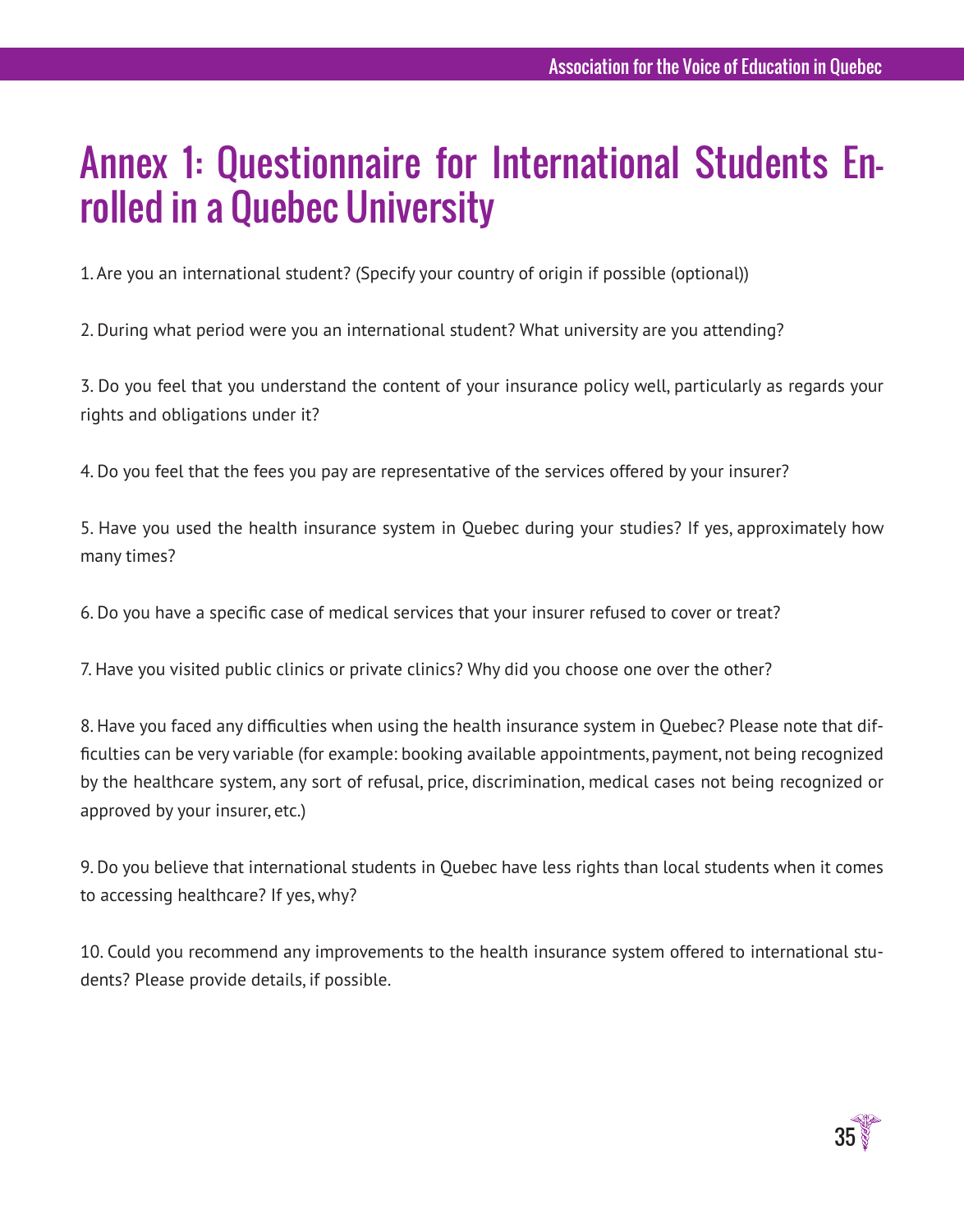# Annex 1: Questionnaire for International Students Enrolled in a Quebec University

1. Are you an international student? (Specify your country of origin if possible (optional))

2. During what period were you an international student? What university are you attending?

3. Do you feel that you understand the content of your insurance policy well, particularly as regards your rights and obligations under it?

4. Do you feel that the fees you pay are representative of the services offered by your insurer?

5. Have you used the health insurance system in Quebec during your studies? If yes, approximately how many times?

6. Do you have a specific case of medical services that your insurer refused to cover or treat?

7. Have you visited public clinics or private clinics? Why did you choose one over the other?

8. Have you faced any difficulties when using the health insurance system in Quebec? Please note that difficulties can be very variable (for example: booking available appointments, payment, not being recognized by the healthcare system, any sort of refusal, price, discrimination, medical cases not being recognized or approved by your insurer, etc.)

9. Do you believe that international students in Quebec have less rights than local students when it comes to accessing healthcare? If yes, why?

10. Could you recommend any improvements to the health insurance system offered to international students? Please provide details, if possible.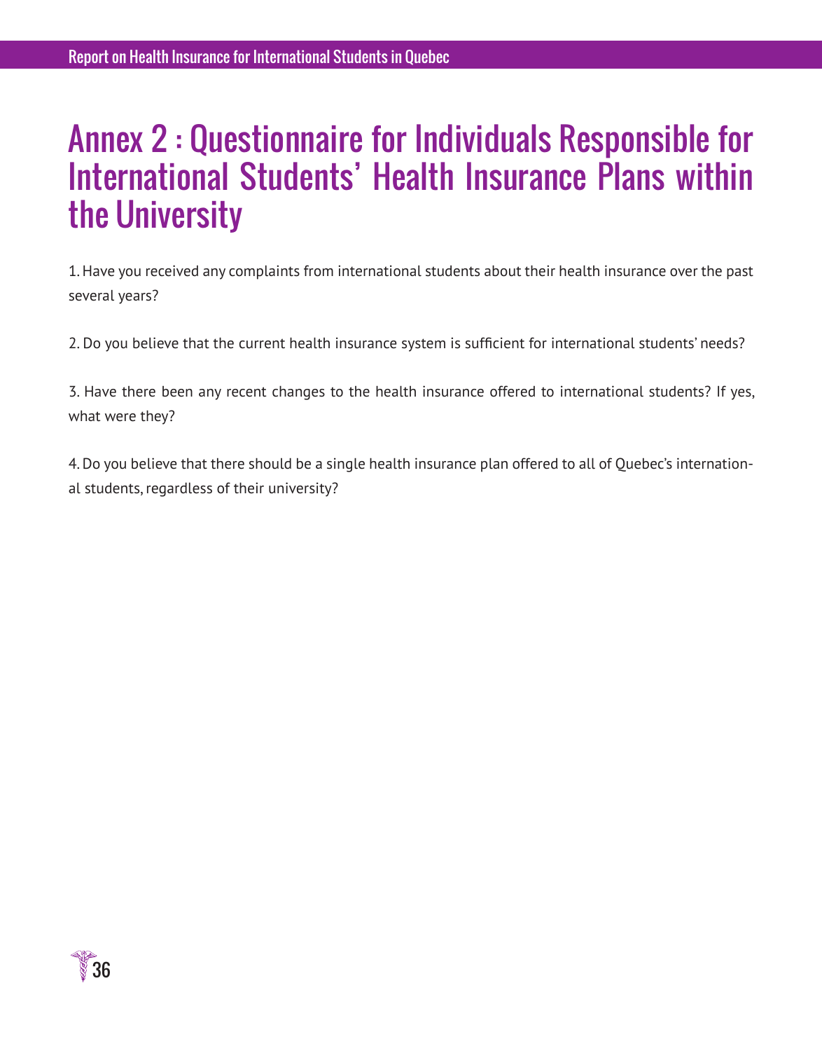# Annex 2 : Questionnaire for Individuals Responsible for International Students' Health Insurance Plans within the University

1. Have you received any complaints from international students about their health insurance over the past several years?

2. Do you believe that the current health insurance system is sufficient for international students' needs?

3. Have there been any recent changes to the health insurance offered to international students? If yes, what were they?

4. Do you believe that there should be a single health insurance plan offered to all of Quebec's international students, regardless of their university?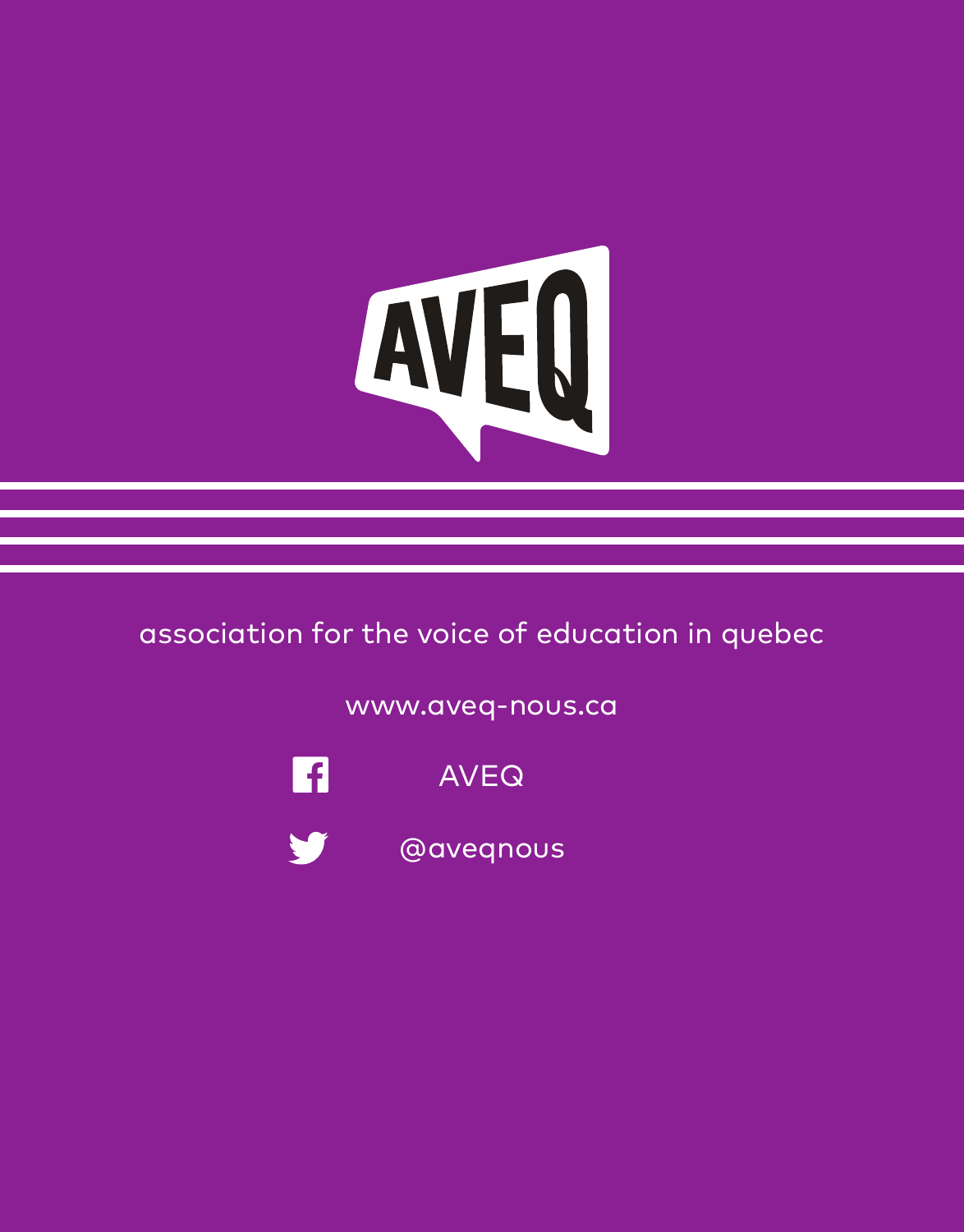AVEQ

association for the voice of education in quebec

www.aveq-nous.ca

AVEQ

@aveqnous